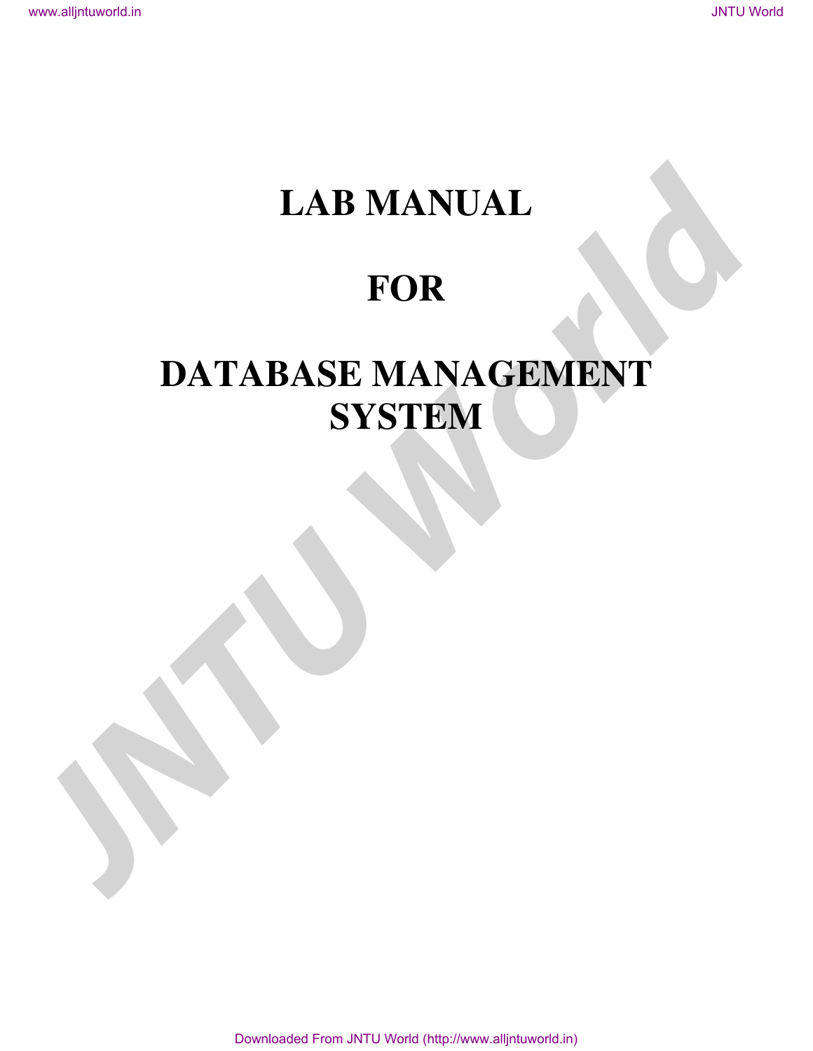# LAB MANUAL

# FOR

# DATABASE MANAGEMENT SYSTEM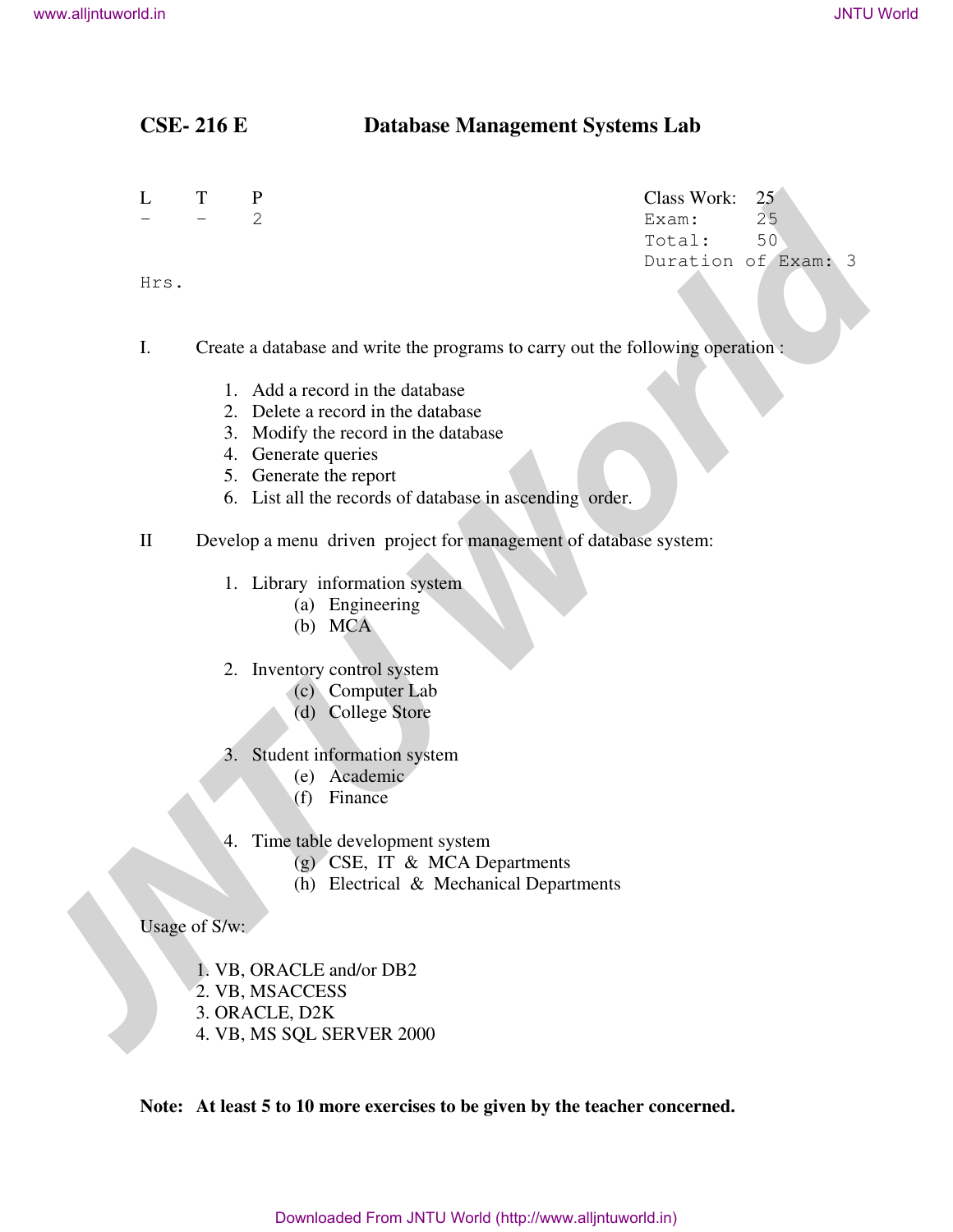## CSE- 216 E Database Management Systems Lab

| L | T | P | | Class Work: | 25 |
|---|---|---|---|---|---|
| - | - | 2 | | Exam: | 25 |
| | | | | Total: | 50 |
| | | | | Duration of Exam: | 3 Hrs. |

I. Create a database and write the programs to carry out the following operation :

1. Add a record in the database
2. Delete a record in the database
3. Modify the record in the database
4. Generate queries
5. Generate the report
6. List all the records of database in ascending order.

II Develop a menu driven project for management of database system:

1. Library information system
   - (a) Engineering
   - (b) MCA
2. Inventory control system
   - (c) Computer Lab
   - (d) College Store
3. Student information system
   - (e) Academic
   - (f) Finance
4. Time table development system
   - (g) CSE, IT & MCA Departments
   - (h) Electrical & Mechanical Departments

Usage of S/w:

1. VB, ORACLE and/or DB2
2. VB, MSACCESS
3. ORACLE, D2K
4. VB, MS SQL SERVER 2000

**Note: At least 5 to 10 more exercises to be given by the teacher concerned.**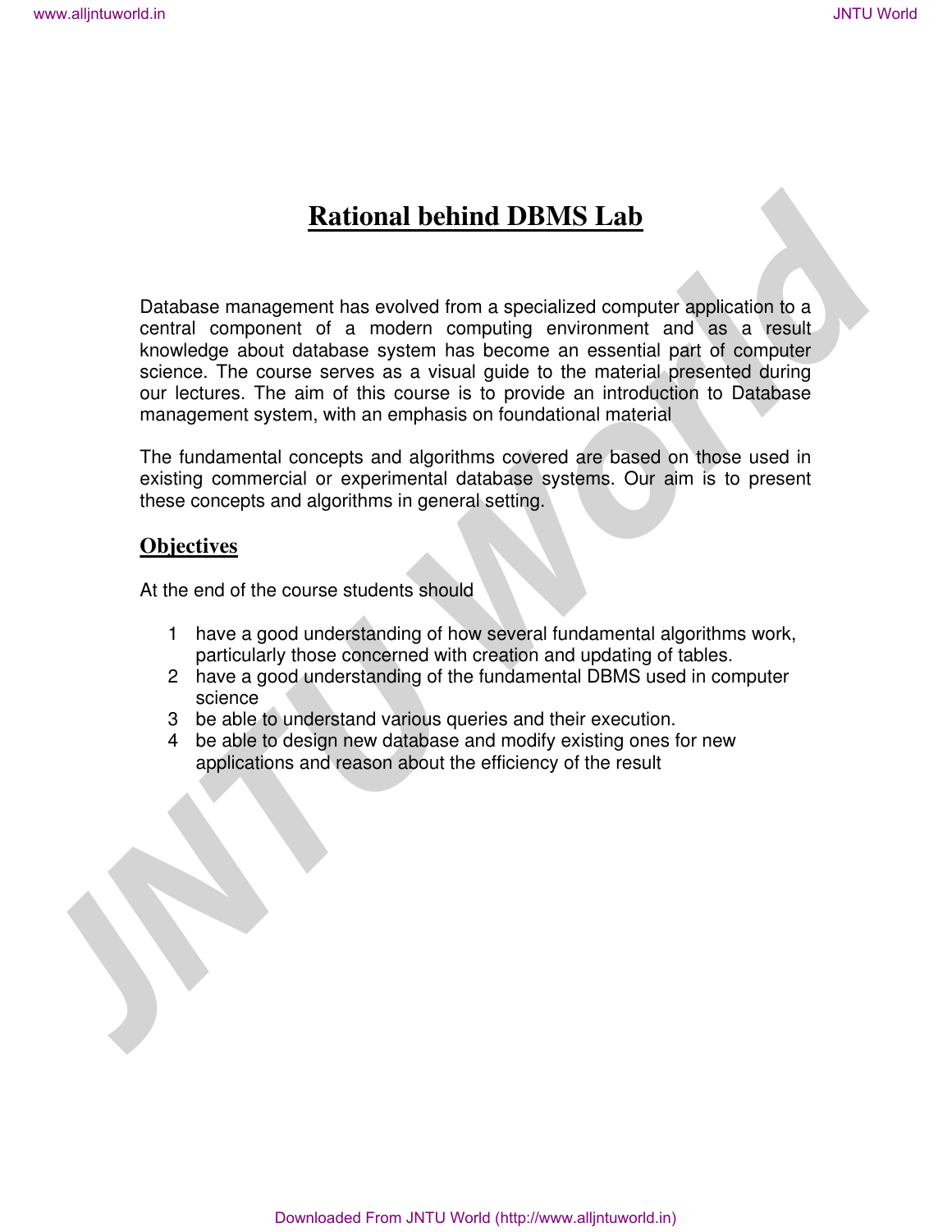# Rational behind DBMS Lab

Database management has evolved from a specialized computer application to a central component of a modern computing environment and as a result knowledge about database system has become an essential part of computer science. The course serves as a visual guide to the material presented during our lectures. The aim of this course is to provide an introduction to Database management system, with an emphasis on foundational material

The fundamental concepts and algorithms covered are based on those used in existing commercial or experimental database systems. Our aim is to present these concepts and algorithms in general setting.

## Objectives

At the end of the course students should

1. have a good understanding of how several fundamental algorithms work, particularly those concerned with creation and updating of tables.
2. have a good understanding of the fundamental DBMS used in computer science
3. be able to understand various queries and their execution.
4. be able to design new database and modify existing ones for new applications and reason about the efficiency of the result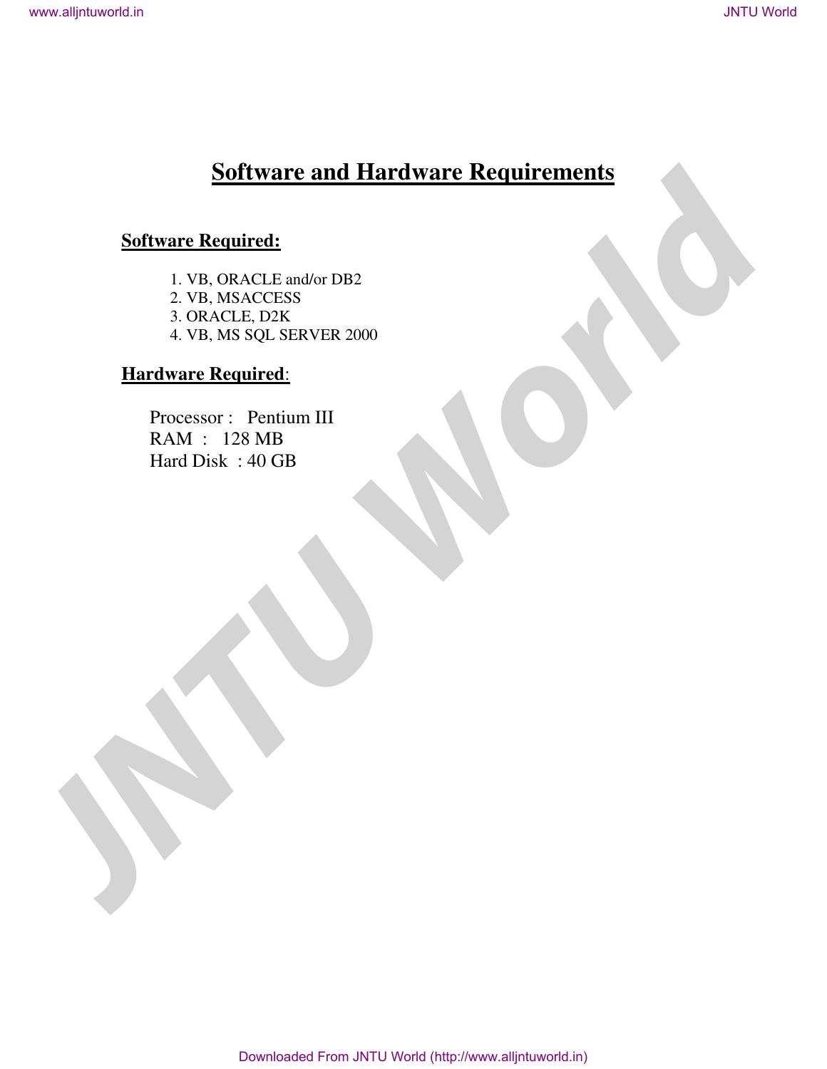# Software and Hardware Requirements

## Software Required:

1. VB, ORACLE and/or DB2
2. VB, MSACCESS
3. ORACLE, D2K
4. VB, MS SQL SERVER 2000

## Hardware Required:

Processor : Pentium III
RAM : 128 MB
Hard Disk : 40 GB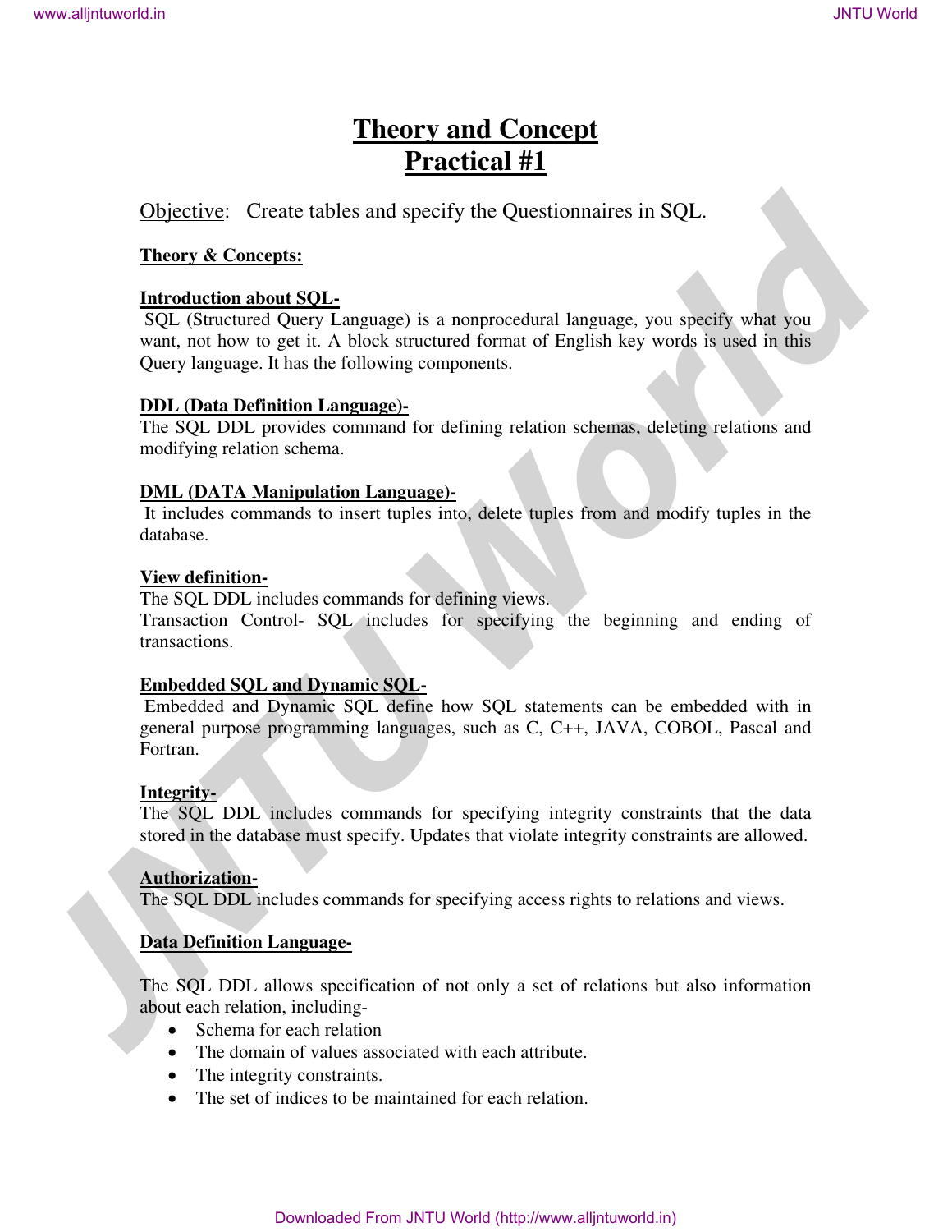# Theory and Concept
# Practical #1

Objective: Create tables and specify the Questionnaires in SQL.

**Theory & Concepts:**

**Introduction about SQL-**

SQL (Structured Query Language) is a nonprocedural language, you specify what you want, not how to get it. A block structured format of English key words is used in this Query language. It has the following components.

**DDL (Data Definition Language)-**

The SQL DDL provides command for defining relation schemas, deleting relations and modifying relation schema.

**DML (DATA Manipulation Language)-**

It includes commands to insert tuples into, delete tuples from and modify tuples in the database.

**View definition-**

The SQL DDL includes commands for defining views.
Transaction Control- SQL includes for specifying the beginning and ending of transactions.

**Embedded SQL and Dynamic SQL-**

Embedded and Dynamic SQL define how SQL statements can be embedded with in general purpose programming languages, such as C, C++, JAVA, COBOL, Pascal and Fortran.

**Integrity-**

The SQL DDL includes commands for specifying integrity constraints that the data stored in the database must specify. Updates that violate integrity constraints are allowed.

**Authorization-**

The SQL DDL includes commands for specifying access rights to relations and views.

**Data Definition Language-**

The SQL DDL allows specification of not only a set of relations but also information about each relation, including-

- Schema for each relation
- The domain of values associated with each attribute.
- The integrity constraints.
- The set of indices to be maintained for each relation.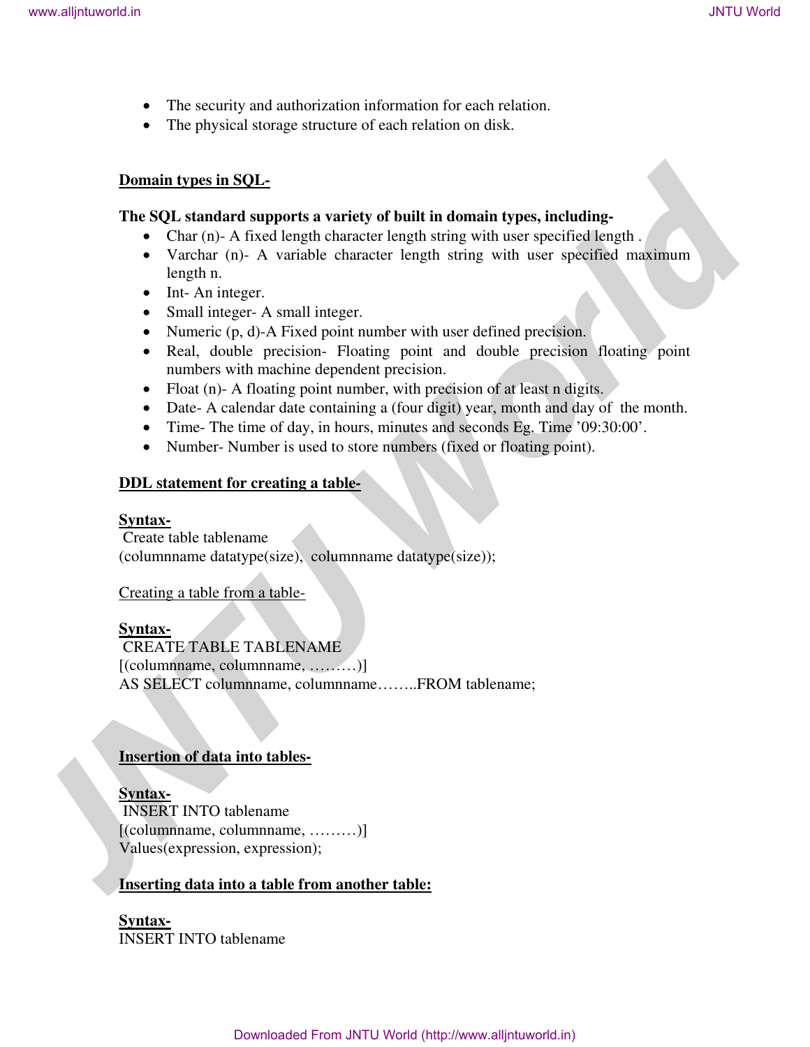- The security and authorization information for each relation.
- The physical storage structure of each relation on disk.

**Domain types in SQL-**

**The SQL standard supports a variety of built in domain types, including-**

- Char (n)- A fixed length character length string with user specified length .
- Varchar (n)- A variable character length string with user specified maximum length n.
- Int- An integer.
- Small integer- A small integer.
- Numeric (p, d)-A Fixed point number with user defined precision.
- Real, double precision- Floating point and double precision floating point numbers with machine dependent precision.
- Float (n)- A floating point number, with precision of at least n digits.
- Date- A calendar date containing a (four digit) year, month and day of the month.
- Time- The time of day, in hours, minutes and seconds Eg. Time '09:30:00'.
- Number- Number is used to store numbers (fixed or floating point).

**DDL statement for creating a table-**

**Syntax-**

```
 Create table tablename
(columnname datatype(size),  columnname datatype(size));
```

Creating a table from a table-

**Syntax-**

```
 CREATE TABLE TABLENAME
[(columnname, columnname, ………)]
AS SELECT columnname, columnname……..FROM tablename;
```

**Insertion of data into tables-**

**Syntax-**

```
 INSERT INTO tablename
[(columnname, columnname, ………)]
Values(expression, expression);
```

**Inserting data into a table from another table:**

**Syntax-**

```
INSERT INTO tablename
```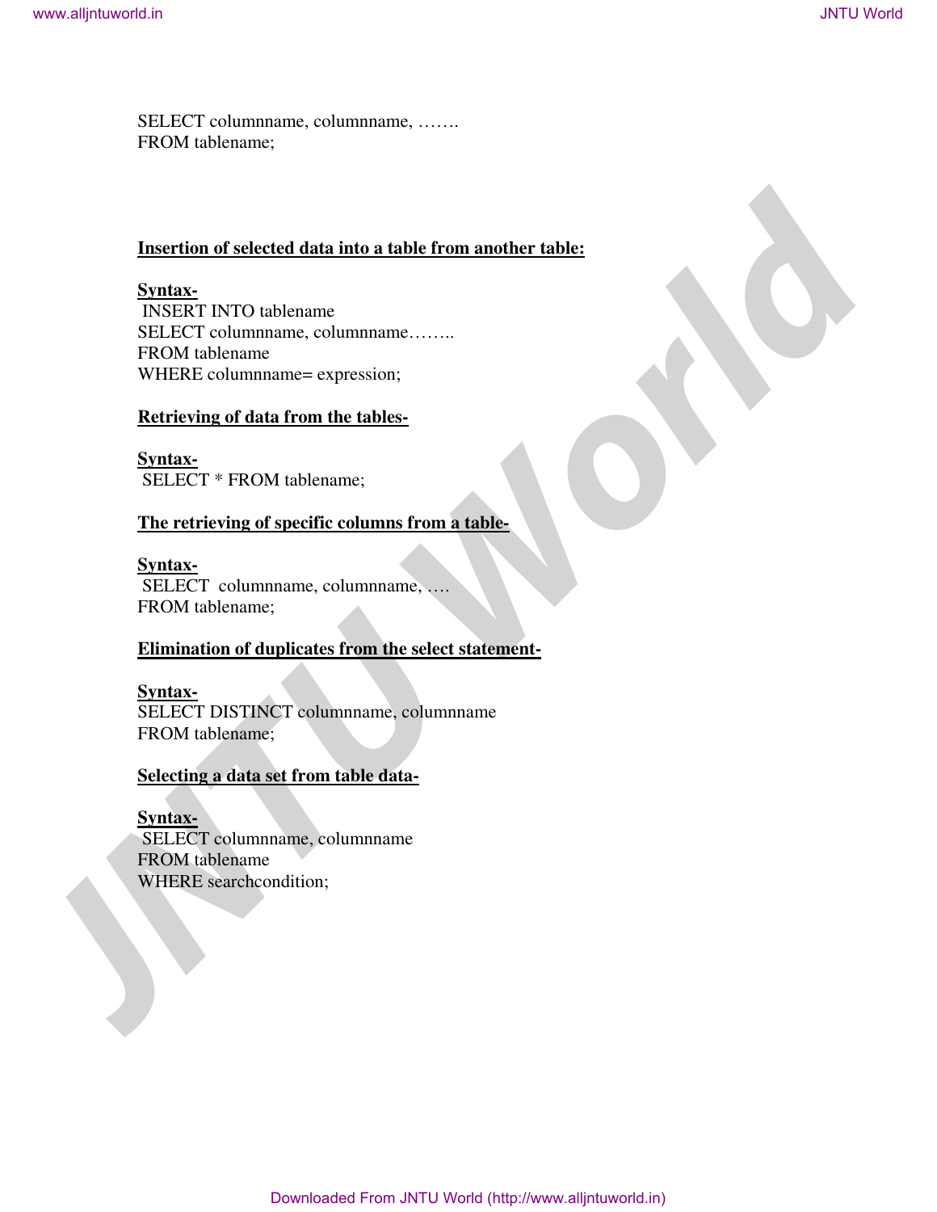SELECT columnname, columnname, …….
FROM tablename;

**Insertion of selected data into a table from another table:**

**Syntax-**

```
INSERT INTO tablename
SELECT columnname, columnname……..
FROM tablename
WHERE columnname= expression;
```

**Retrieving of data from the tables-**

**Syntax-**

```
SELECT * FROM tablename;
```

**The retrieving of specific columns from a table-**

**Syntax-**

```
SELECT  columnname, columnname, ….
FROM tablename;
```

**Elimination of duplicates from the select statement-**

**Syntax-**

```
SELECT DISTINCT columnname, columnname
FROM tablename;
```

**Selecting a data set from table data-**

**Syntax-**

```
SELECT columnname, columnname
FROM tablename
WHERE searchcondition;
```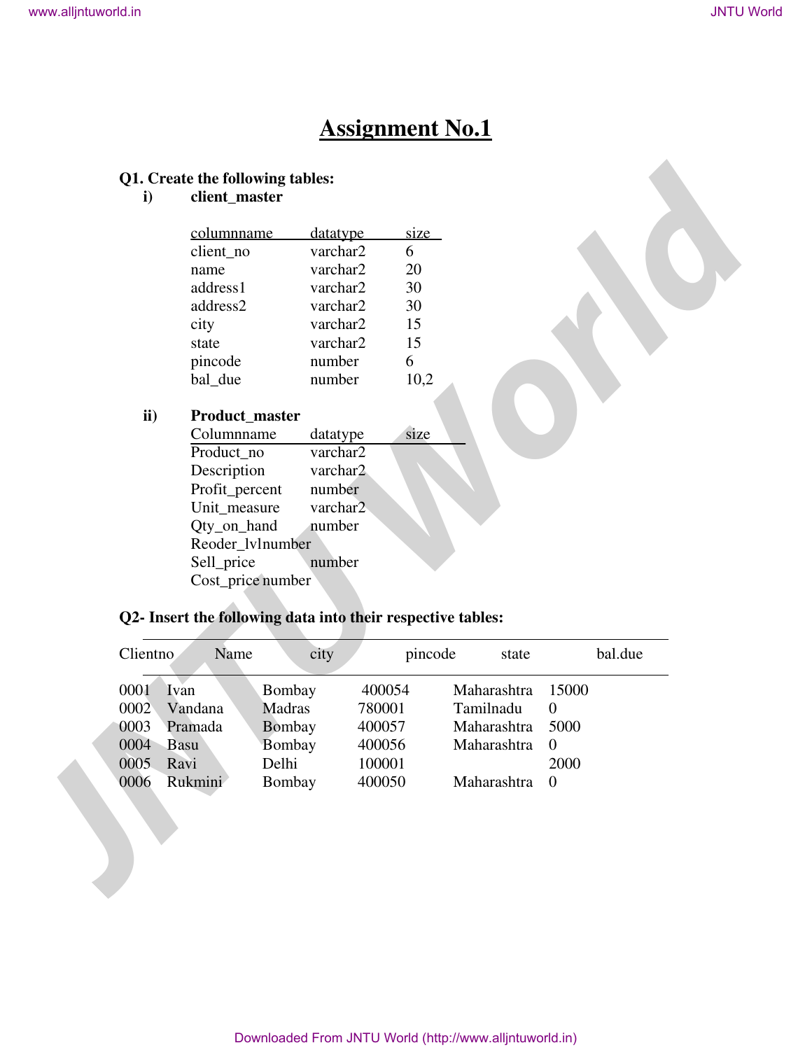# Assignment No.1

**Q1. Create the following tables:**

**i) client_master**

| columnname | datatype | size |
|---|---|---|
| client_no | varchar2 | 6 |
| name | varchar2 | 20 |
| address1 | varchar2 | 30 |
| address2 | varchar2 | 30 |
| city | varchar2 | 15 |
| state | varchar2 | 15 |
| pincode | number | 6 |
| bal_due | number | 10,2 |

**ii) Product_master**

| Columnname | datatype | size |
|---|---|---|
| Product_no | varchar2 | |
| Description | varchar2 | |
| Profit_percent | number | |
| Unit_measure | varchar2 | |
| Qty_on_hand | number | |
| Reoder_lvl | number | |
| Sell_price | number | |
| Cost_price | number | |

**Q2- Insert the following data into their respective tables:**

| Clientno | Name | city | pincode | state | bal.due |
|---|---|---|---|---|---|
| 0001 | Ivan | Bombay | 400054 | Maharashtra | 15000 |
| 0002 | Vandana | Madras | 780001 | Tamilnadu | 0 |
| 0003 | Pramada | Bombay | 400057 | Maharashtra | 5000 |
| 0004 | Basu | Bombay | 400056 | Maharashtra | 0 |
| 0005 | Ravi | Delhi | 100001 | | 2000 |
| 0006 | Rukmini | Bombay | 400050 | Maharashtra | 0 |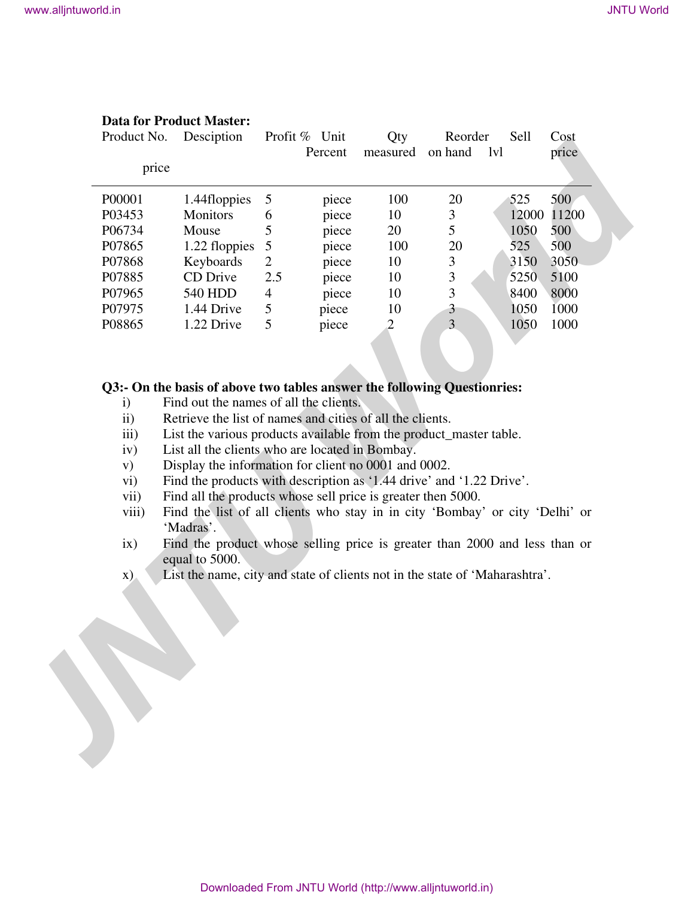**Data for Product Master:**

| Product No. | Desciption | Profit % Percent | Unit measured | Qty on hand | Reorder lvl | Sell price | Cost price |
|---|---|---|---|---|---|---|---|
| P00001 | 1.44floppies | 5 | piece | 100 | 20 | 525 | 500 |
| P03453 | Monitors | 6 | piece | 10 | 3 | 12000 | 11200 |
| P06734 | Mouse | 5 | piece | 20 | 5 | 1050 | 500 |
| P07865 | 1.22 floppies | 5 | piece | 100 | 20 | 525 | 500 |
| P07868 | Keyboards | 2 | piece | 10 | 3 | 3150 | 3050 |
| P07885 | CD Drive | 2.5 | piece | 10 | 3 | 5250 | 5100 |
| P07965 | 540 HDD | 4 | piece | 10 | 3 | 8400 | 8000 |
| P07975 | 1.44 Drive | 5 | piece | 10 | 3 | 1050 | 1000 |
| P08865 | 1.22 Drive | 5 | piece | 2 | 3 | 1050 | 1000 |

**Q3:- On the basis of above two tables answer the following Questionries:**

i) Find out the names of all the clients.

ii) Retrieve the list of names and cities of all the clients.

iii) List the various products available from the product_master table.

iv) List all the clients who are located in Bombay.

v) Display the information for client no 0001 and 0002.

vi) Find the products with description as '1.44 drive' and '1.22 Drive'.

vii) Find all the products whose sell price is greater then 5000.

viii) Find the list of all clients who stay in in city 'Bombay' or city 'Delhi' or 'Madras'.

ix) Find the product whose selling price is greater than 2000 and less than or equal to 5000.

x) List the name, city and state of clients not in the state of 'Maharashtra'.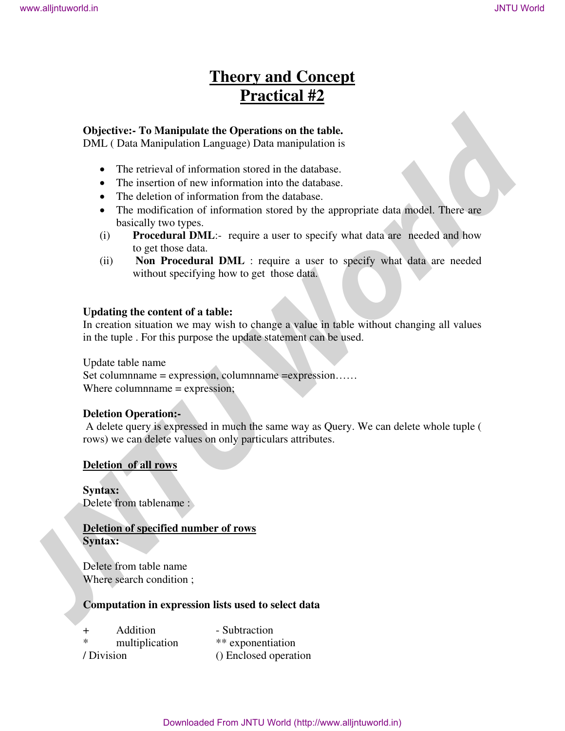# Theory and Concept
# Practical #2

**Objective:- To Manipulate the Operations on the table.**
DML ( Data Manipulation Language) Data manipulation is

- The retrieval of information stored in the database.
- The insertion of new information into the database.
- The deletion of information from the database.
- The modification of information stored by the appropriate data model. There are basically two types.

(i) **Procedural DML**:- require a user to specify what data are needed and how to get those data.

(ii) **Non Procedural DML** : require a user to specify what data are needed without specifying how to get those data.

**Updating the content of a table:**
In creation situation we may wish to change a value in table without changing all values in the tuple . For this purpose the update statement can be used.

Update table name
Set columnname = expression, columnname =expression……
Where columnname = expression;

**Deletion Operation:-**
A delete query is expressed in much the same way as Query. We can delete whole tuple ( rows) we can delete values on only particulars attributes.

**Deletion of all rows**

**Syntax:**
Delete from tablename :

**Deletion of specified number of rows**
**Syntax:**

Delete from table name
Where search condition ;

**Computation in expression lists used to select data**

| | |
|---|---|
| + Addition | - Subtraction |
| * multiplication | ** exponentiation |
| / Division | () Enclosed operation |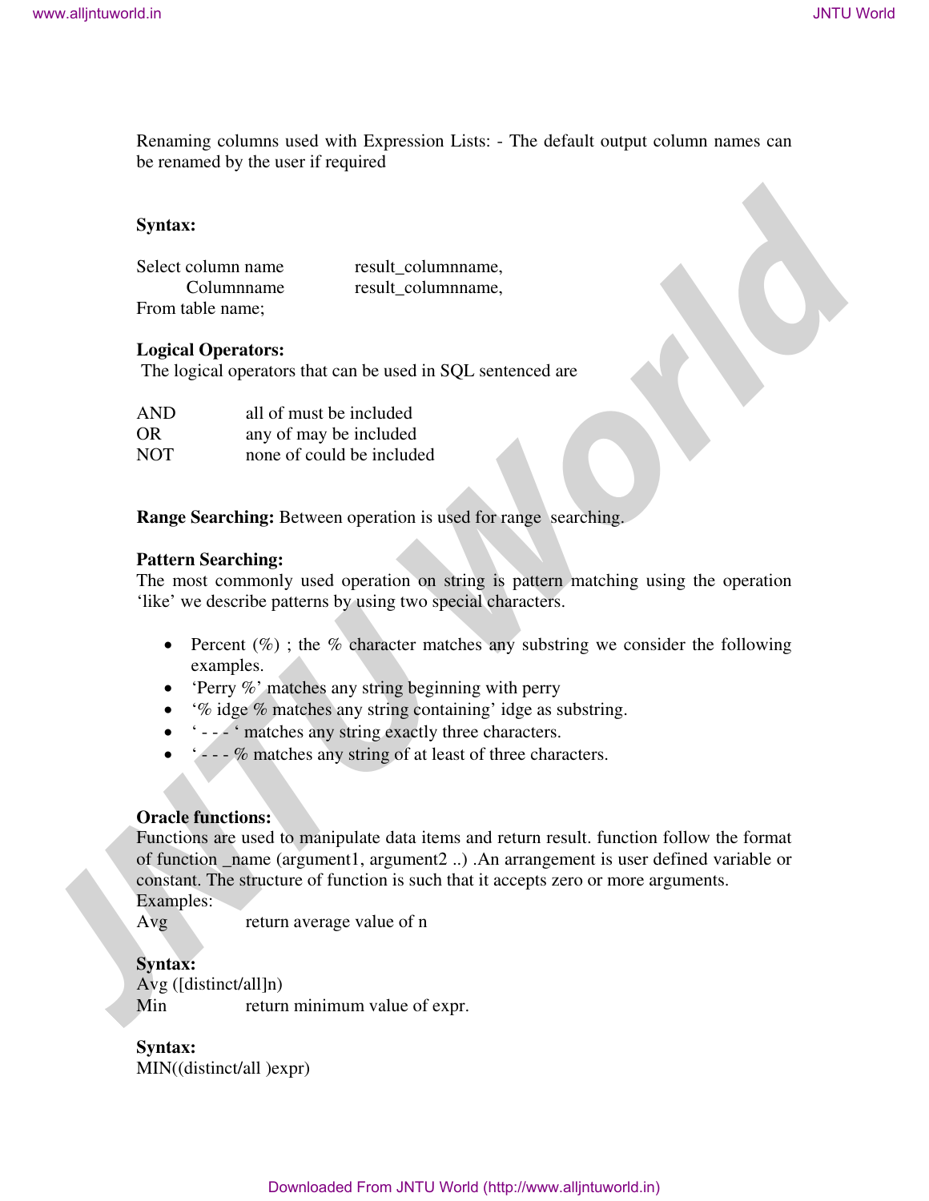Renaming columns used with Expression Lists: - The default output column names can be renamed by the user if required

**Syntax:**

```
Select column name        result_columnname,
       Columnname         result_columnname,
From table name;
```

**Logical Operators:**

The logical operators that can be used in SQL sentenced are

| | |
|---|---|
| AND | all of must be included |
| OR | any of may be included |
| NOT | none of could be included |

**Range Searching:** Between operation is used for range searching.

**Pattern Searching:**
The most commonly used operation on string is pattern matching using the operation 'like' we describe patterns by using two special characters.

- Percent (%) ; the % character matches any substring we consider the following examples.
- 'Perry %' matches any string beginning with perry
- '% idge % matches any string containing' idge as substring.
- ' - - - ' matches any string exactly three characters.
- ' - - - % matches any string of at least of three characters.

**Oracle functions:**
Functions are used to manipulate data items and return result. function follow the format of function _name (argument1, argument2 ..) .An arrangement is user defined variable or constant. The structure of function is such that it accepts zero or more arguments.
Examples:
Avg        return average value of n

**Syntax:**
Avg ([distinct/all]n)
Min        return minimum value of expr.

**Syntax:**
MIN((distinct/all )expr)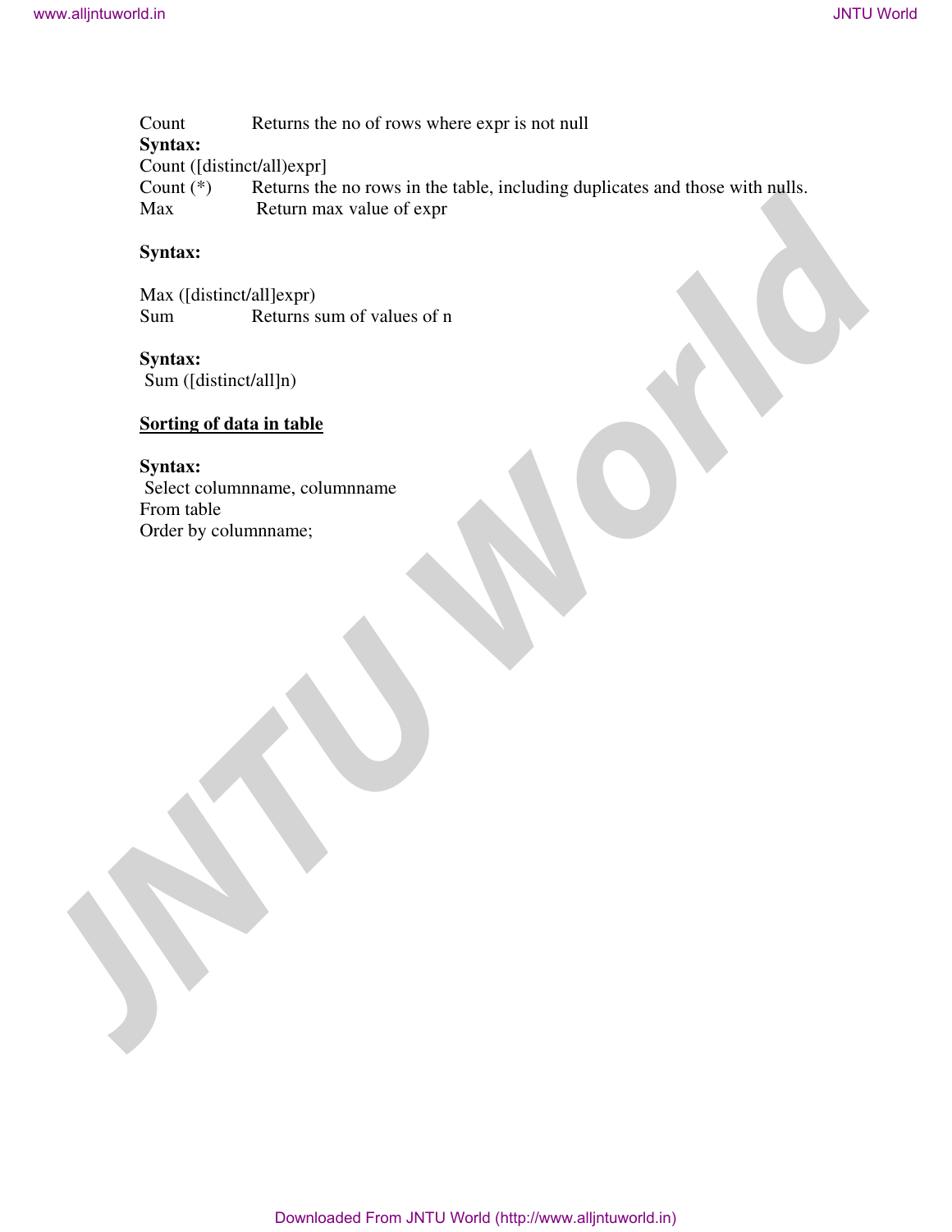Count Returns the no of rows where expr is not null

**Syntax:**

Count ([distinct/all)expr]

Count (*) Returns the no rows in the table, including duplicates and those with nulls.

Max Return max value of expr

**Syntax:**

Max ([distinct/all]expr)

Sum Returns sum of values of n

**Syntax:**

Sum ([distinct/all]n)

**<u>Sorting of data in table</u>**

**Syntax:**

```
Select columnname, columnname
From table
Order by columnname;
```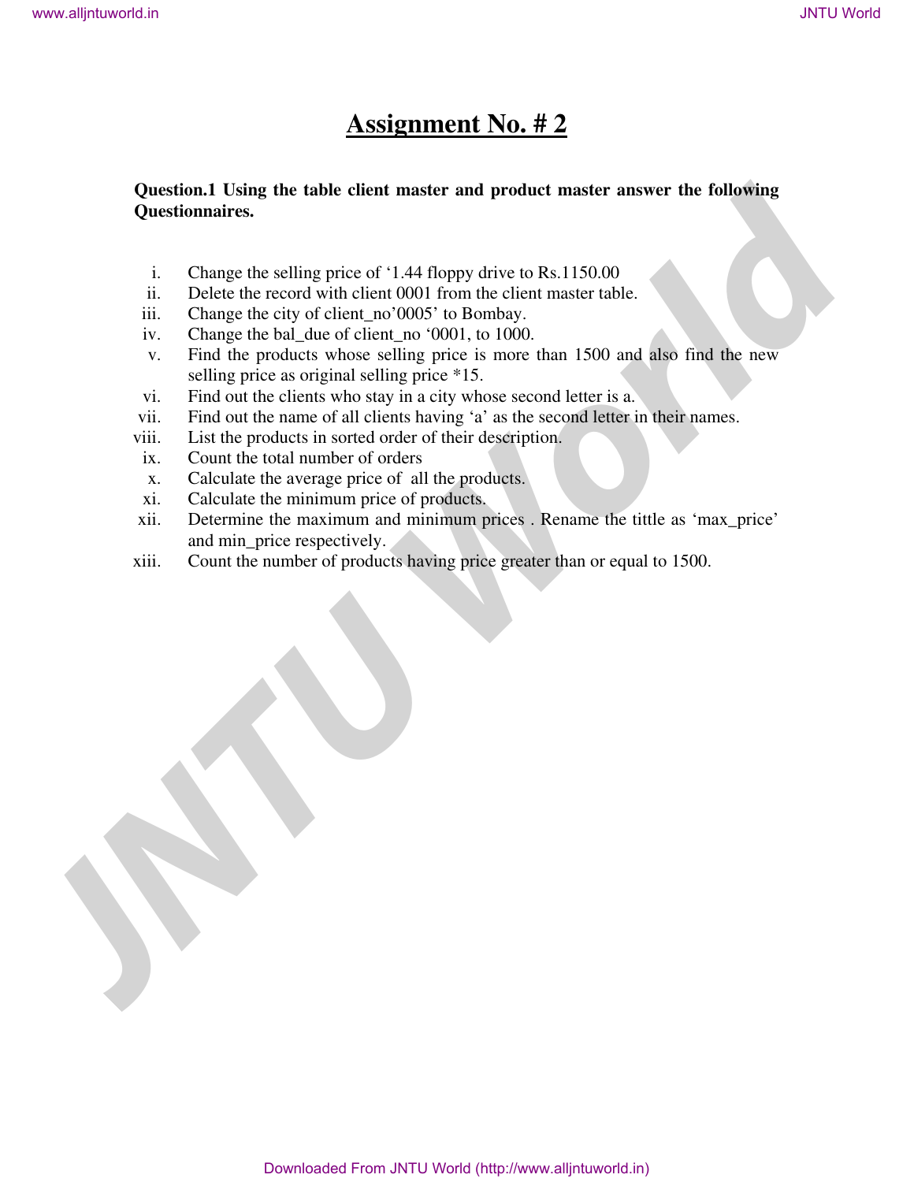# Assignment No. # 2

**Question.1 Using the table client master and product master answer the following Questionnaires.**

i. Change the selling price of '1.44 floppy drive to Rs.1150.00
ii. Delete the record with client 0001 from the client master table.
iii. Change the city of client_no'0005' to Bombay.
iv. Change the bal_due of client_no '0001, to 1000.
v. Find the products whose selling price is more than 1500 and also find the new selling price as original selling price *15.
vi. Find out the clients who stay in a city whose second letter is a.
vii. Find out the name of all clients having 'a' as the second letter in their names.
viii. List the products in sorted order of their description.
ix. Count the total number of orders
x. Calculate the average price of all the products.
xi. Calculate the minimum price of products.
xii. Determine the maximum and minimum prices . Rename the tittle as 'max_price' and min_price respectively.
xiii. Count the number of products having price greater than or equal to 1500.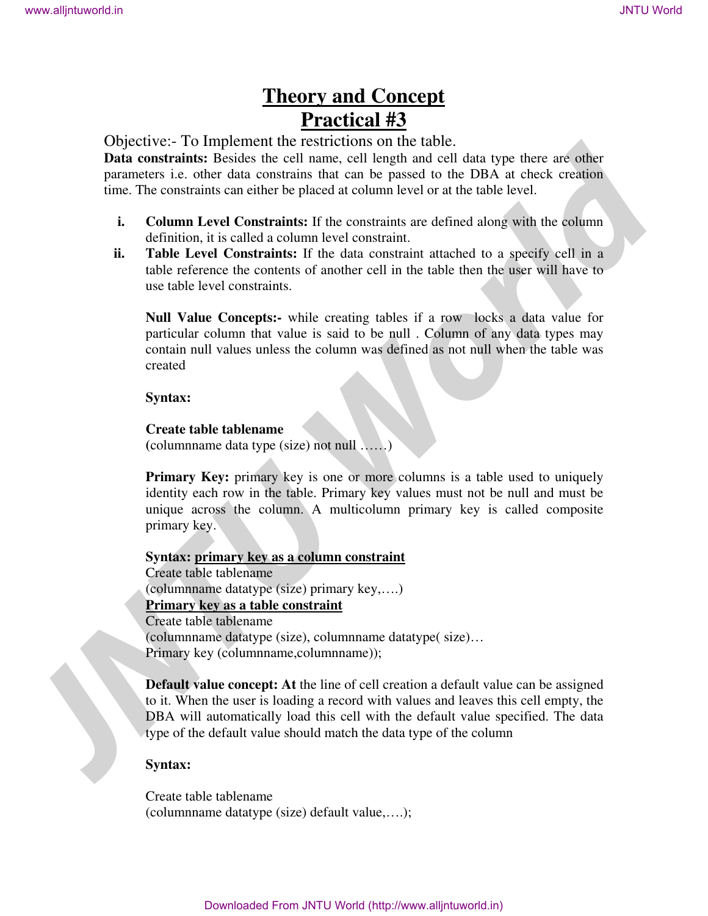# Theory and Concept
# Practical #3

Objective:- To Implement the restrictions on the table.

**Data constraints:** Besides the cell name, cell length and cell data type there are other parameters i.e. other data constrains that can be passed to the DBA at check creation time. The constraints can either be placed at column level or at the table level.

i. **Column Level Constraints:** If the constraints are defined along with the column definition, it is called a column level constraint.

ii. **Table Level Constraints:** If the data constraint attached to a specify cell in a table reference the contents of another cell in the table then the user will have to use table level constraints.

**Null Value Concepts:-** while creating tables if a row locks a data value for particular column that value is said to be null . Column of any data types may contain null values unless the column was defined as not null when the table was created

**Syntax:**

**Create table tablename**
(columnname data type (size) not null ……)

**Primary Key:** primary key is one or more columns is a table used to uniquely identity each row in the table. Primary key values must not be null and must be unique across the column. A multicolumn primary key is called composite primary key.

**Syntax: <u>primary key as a column constraint</u>**
Create table tablename
(columnname datatype (size) primary key,….)

**<u>Primary key as a table constraint</u>**
Create table tablename
(columnname datatype (size), columnname datatype( size)…
Primary key (columnname,columnname));

**Default value concept: At** the line of cell creation a default value can be assigned to it. When the user is loading a record with values and leaves this cell empty, the DBA will automatically load this cell with the default value specified. The data type of the default value should match the data type of the column

**Syntax:**

Create table tablename
(columnname datatype (size) default value,….);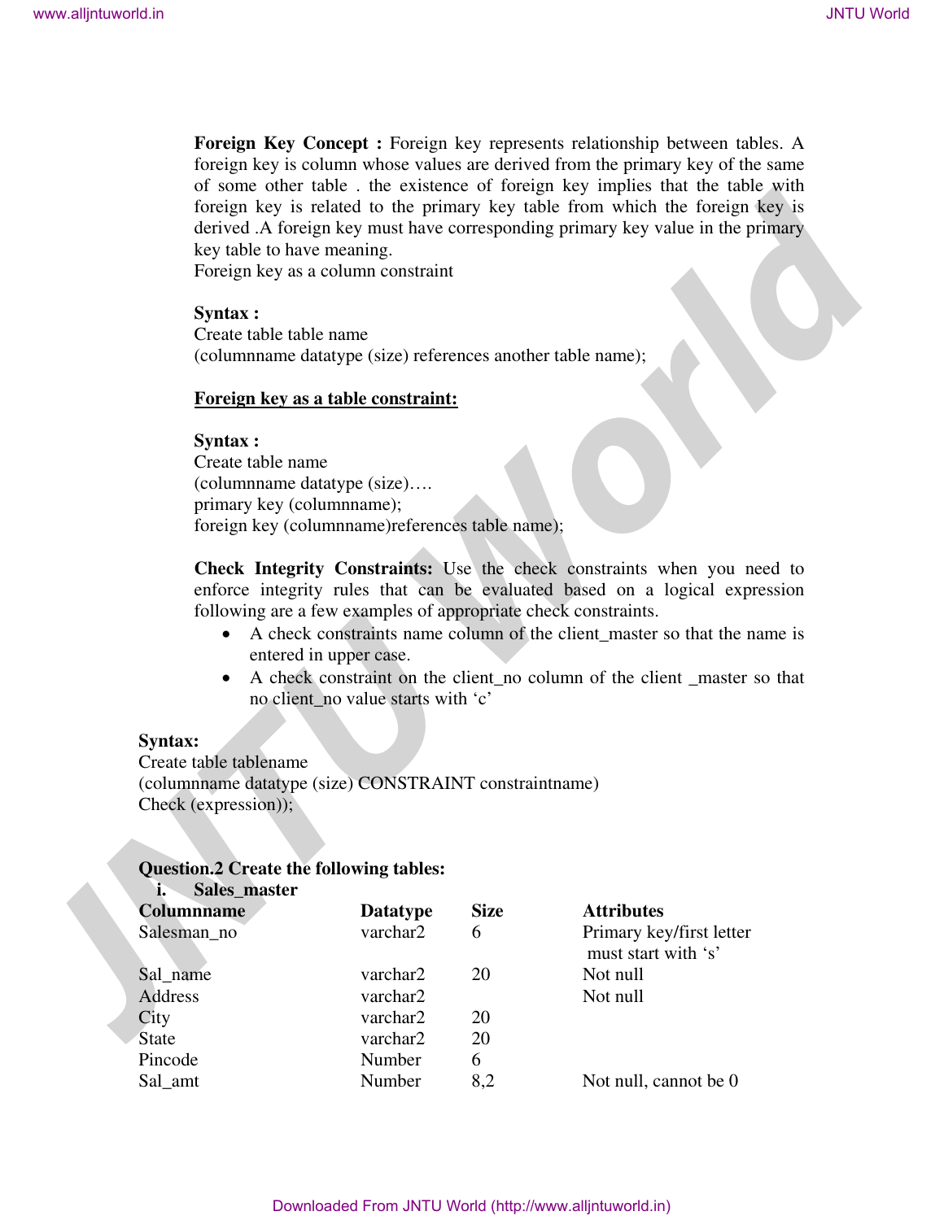**Foreign Key Concept :** Foreign key represents relationship between tables. A foreign key is column whose values are derived from the primary key of the same of some other table . the existence of foreign key implies that the table with foreign key is related to the primary key table from which the foreign key is derived .A foreign key must have corresponding primary key value in the primary key table to have meaning.

Foreign key as a column constraint

**Syntax :**

Create table table name
(columnname datatype (size) references another table name);

**Foreign key as a table constraint:**

**Syntax :**

Create table name
(columnname datatype (size)….
primary key (columnname);
foreign key (columnname)references table name);

**Check Integrity Constraints:** Use the check constraints when you need to enforce integrity rules that can be evaluated based on a logical expression following are a few examples of appropriate check constraints.

- A check constraints name column of the client_master so that the name is entered in upper case.
- A check constraint on the client_no column of the client _master so that no client_no value starts with 'c'

**Syntax:**

Create table tablename
(columnname datatype (size) CONSTRAINT constraintname)
Check (expression));

**Question.2 Create the following tables:**

i. **Sales_master**

| Columnname | Datatype | Size | Attributes |
|---|---|---|---|
| Salesman_no | varchar2 | 6 | Primary key/first letter must start with 's' |
| Sal_name | varchar2 | 20 | Not null |
| Address | varchar2 | | Not null |
| City | varchar2 | 20 | |
| State | varchar2 | 20 | |
| Pincode | Number | 6 | |
| Sal_amt | Number | 8,2 | Not null, cannot be 0 |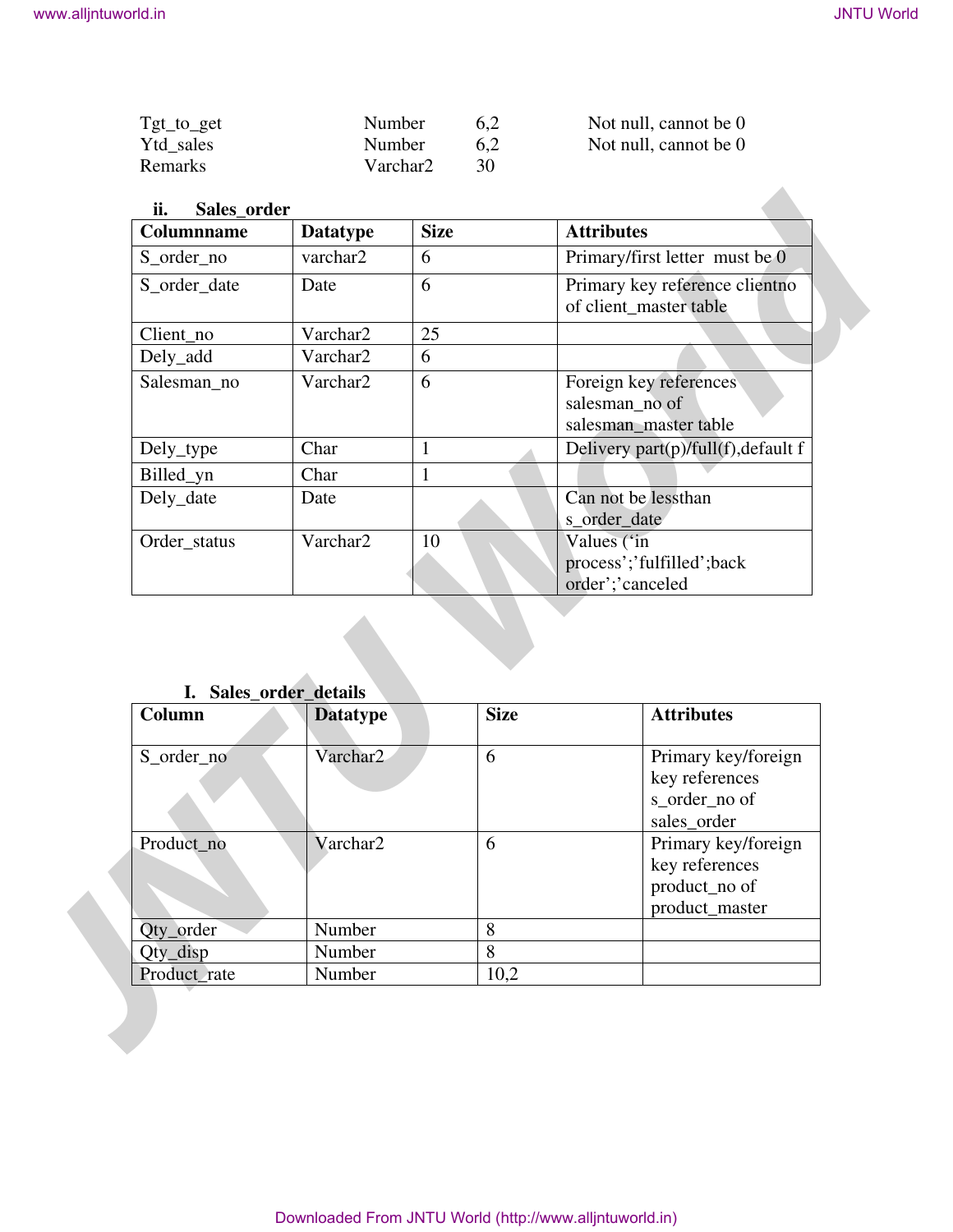| | | | |
|---|---|---|---|
| Tgt_to_get | Number | 6,2 | Not null, cannot be 0 |
| Ytd_sales | Number | 6,2 | Not null, cannot be 0 |
| Remarks | Varchar2 | 30 | |

**ii. Sales_order**

| Columnname | Datatype | Size | Attributes |
|---|---|---|---|
| S_order_no | varchar2 | 6 | Primary/first letter must be 0 |
| S_order_date | Date | 6 | Primary key reference clientno of client_master table |
| Client_no | Varchar2 | 25 | |
| Dely_add | Varchar2 | 6 | |
| Salesman_no | Varchar2 | 6 | Foreign key references salesman_no of salesman_master table |
| Dely_type | Char | 1 | Delivery part(p)/full(f),default f |
| Billed_yn | Char | 1 | |
| Dely_date | Date | | Can not be lessthan s_order_date |
| Order_status | Varchar2 | 10 | Values ('in process';'fulfilled';back order';'canceled |

**I. Sales_order_details**

| Column | Datatype | Size | Attributes |
|---|---|---|---|
| S_order_no | Varchar2 | 6 | Primary key/foreign key references s_order_no of sales_order |
| Product_no | Varchar2 | 6 | Primary key/foreign key references product_no of product_master |
| Qty_order | Number | 8 | |
| Qty_disp | Number | 8 | |
| Product_rate | Number | 10,2 | |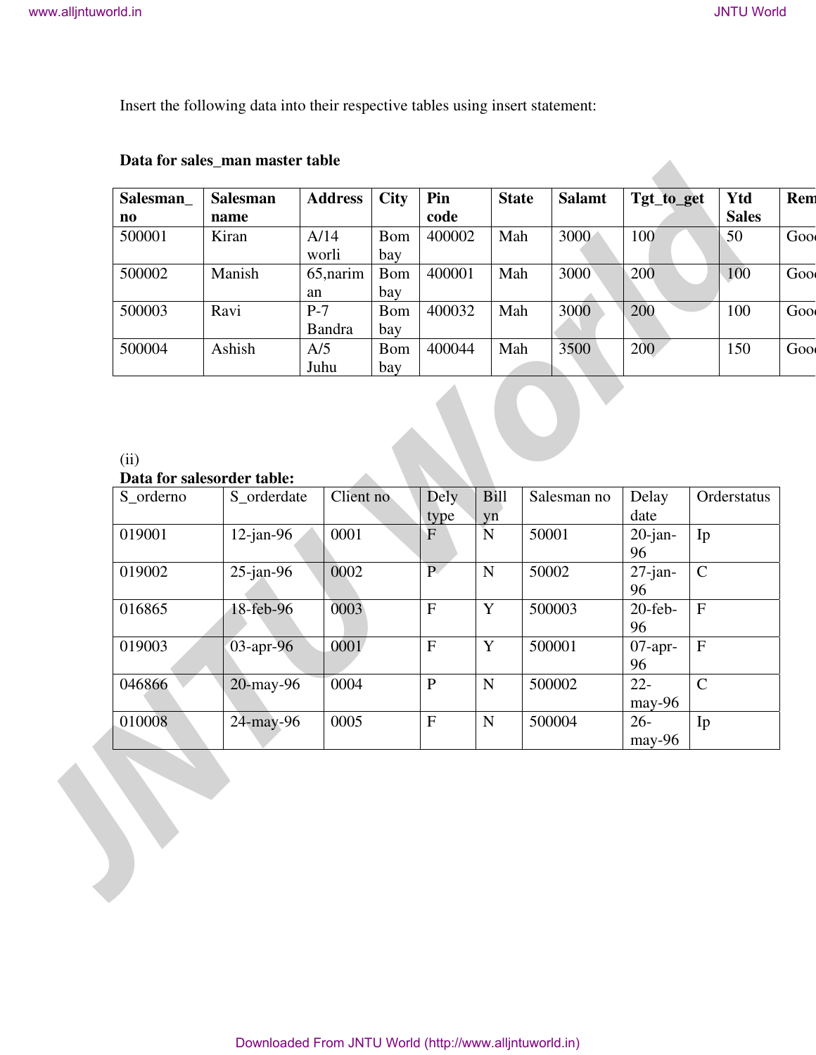Insert the following data into their respective tables using insert statement:

**Data for sales_man master table**

| Salesman_ no | Salesman name | Address | City | Pin code | State | Salamt | Tgt_to_get | Ytd Sales | Rem |
|---|---|---|---|---|---|---|---|---|---|
| 500001 | Kiran | A/14 worli | Bom bay | 400002 | Mah | 3000 | 100 | 50 | Good |
| 500002 | Manish | 65,narim an | Bom bay | 400001 | Mah | 3000 | 200 | 100 | Good |
| 500003 | Ravi | P-7 Bandra | Bom bay | 400032 | Mah | 3000 | 200 | 100 | Good |
| 500004 | Ashish | A/5 Juhu | Bom bay | 400044 | Mah | 3500 | 200 | 150 | Good |

(ii)

**Data for salesorder table:**

| S_orderno | S_orderdate | Client no | Dely type | Bill yn | Salesman no | Delay date | Orderstatus |
|---|---|---|---|---|---|---|---|
| 019001 | 12-jan-96 | 0001 | F | N | 50001 | 20-jan-96 | Ip |
| 019002 | 25-jan-96 | 0002 | P | N | 50002 | 27-jan-96 | C |
| 016865 | 18-feb-96 | 0003 | F | Y | 500003 | 20-feb-96 | F |
| 019003 | 03-apr-96 | 0001 | F | Y | 500001 | 07-apr-96 | F |
| 046866 | 20-may-96 | 0004 | P | N | 500002 | 22-may-96 | C |
| 010008 | 24-may-96 | 0005 | F | N | 500004 | 26-may-96 | Ip |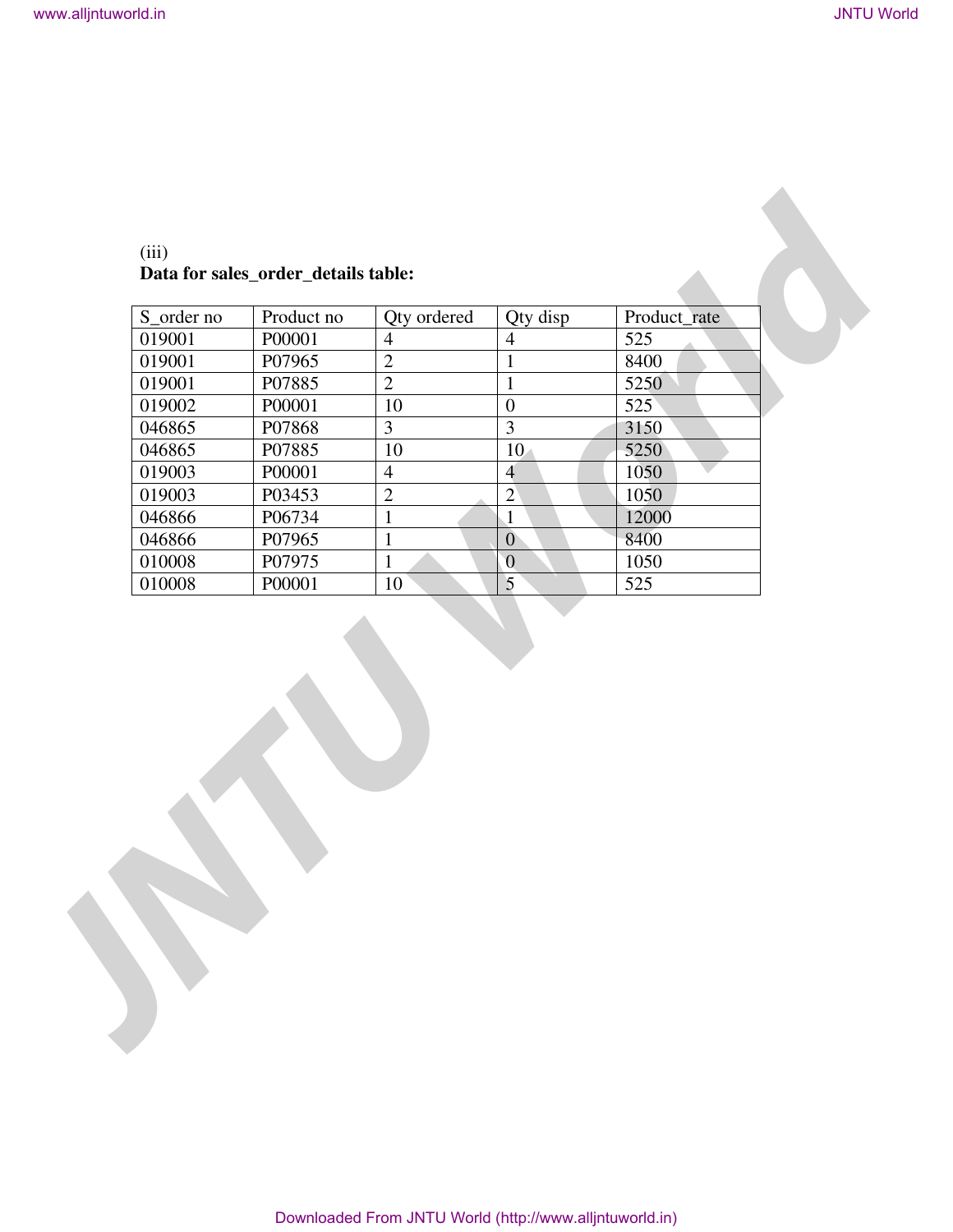(iii)

**Data for sales_order_details table:**

| S_order no | Product no | Qty ordered | Qty disp | Product_rate |
|---|---|---|---|---|
| 019001 | P00001 | 4 | 4 | 525 |
| 019001 | P07965 | 2 | 1 | 8400 |
| 019001 | P07885 | 2 | 1 | 5250 |
| 019002 | P00001 | 10 | 0 | 525 |
| 046865 | P07868 | 3 | 3 | 3150 |
| 046865 | P07885 | 10 | 10 | 5250 |
| 019003 | P00001 | 4 | 4 | 1050 |
| 019003 | P03453 | 2 | 2 | 1050 |
| 046866 | P06734 | 1 | 1 | 12000 |
| 046866 | P07965 | 1 | 0 | 8400 |
| 010008 | P07975 | 1 | 0 | 1050 |
| 010008 | P00001 | 10 | 5 | 525 |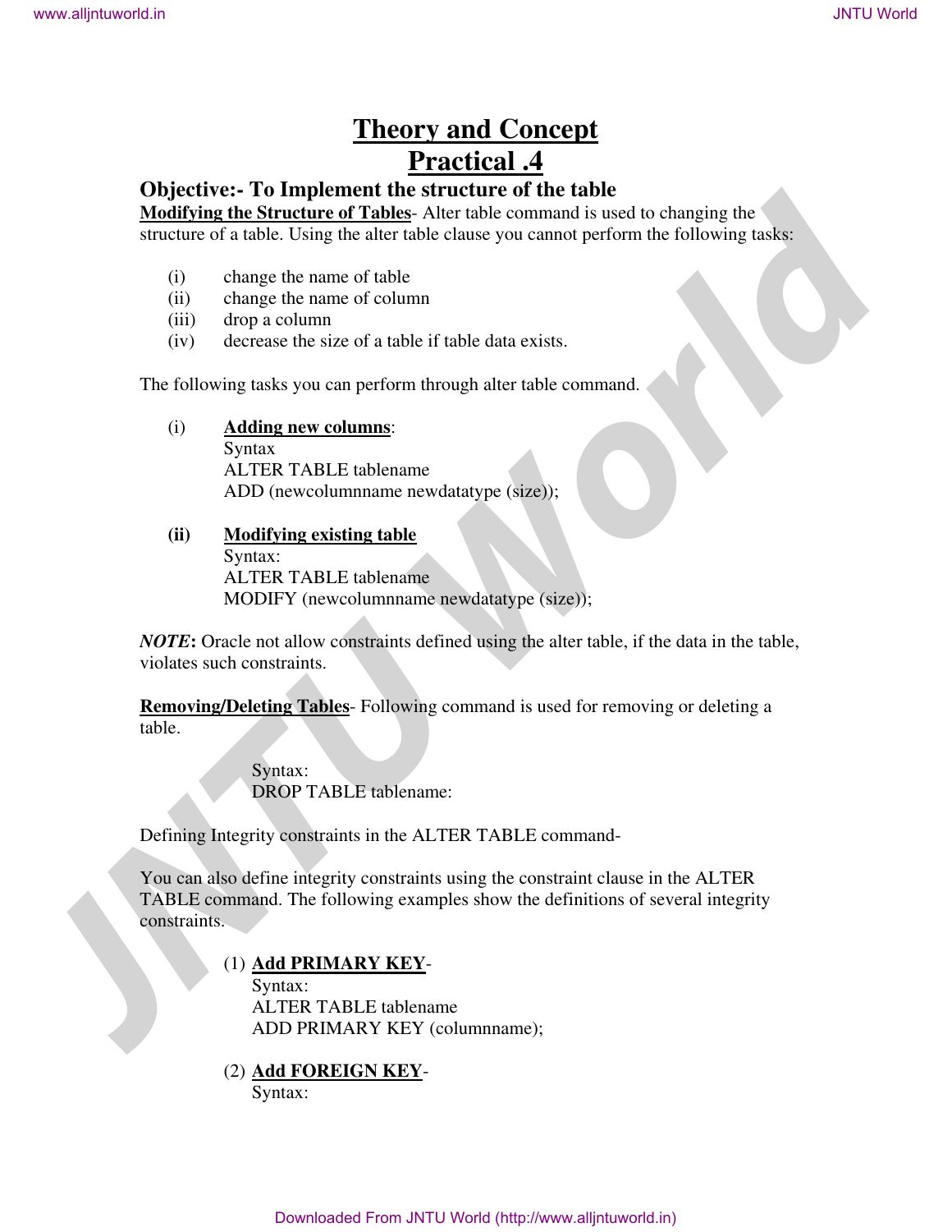# Theory and Concept
# Practical .4

## Objective:- To Implement the structure of the table

**Modifying the Structure of Tables**- Alter table command is used to changing the structure of a table. Using the alter table clause you cannot perform the following tasks:

(i) change the name of table
(ii) change the name of column
(iii) drop a column
(iv) decrease the size of a table if table data exists.

The following tasks you can perform through alter table command.

(i) **Adding new columns**:
Syntax
ALTER TABLE tablename
ADD (newcolumnname newdatatype (size));

**(ii)** **Modifying existing table**
Syntax:
ALTER TABLE tablename
MODIFY (newcolumnname newdatatype (size));

***NOTE*:** Oracle not allow constraints defined using the alter table, if the data in the table, violates such constraints.

**Removing/Deleting Tables**- Following command is used for removing or deleting a table.

Syntax:
DROP TABLE tablename:

Defining Integrity constraints in the ALTER TABLE command-

You can also define integrity constraints using the constraint clause in the ALTER TABLE command. The following examples show the definitions of several integrity constraints.

(1) **Add PRIMARY KEY**-
Syntax:
ALTER TABLE tablename
ADD PRIMARY KEY (columnname);

(2) **Add FOREIGN KEY**-
Syntax: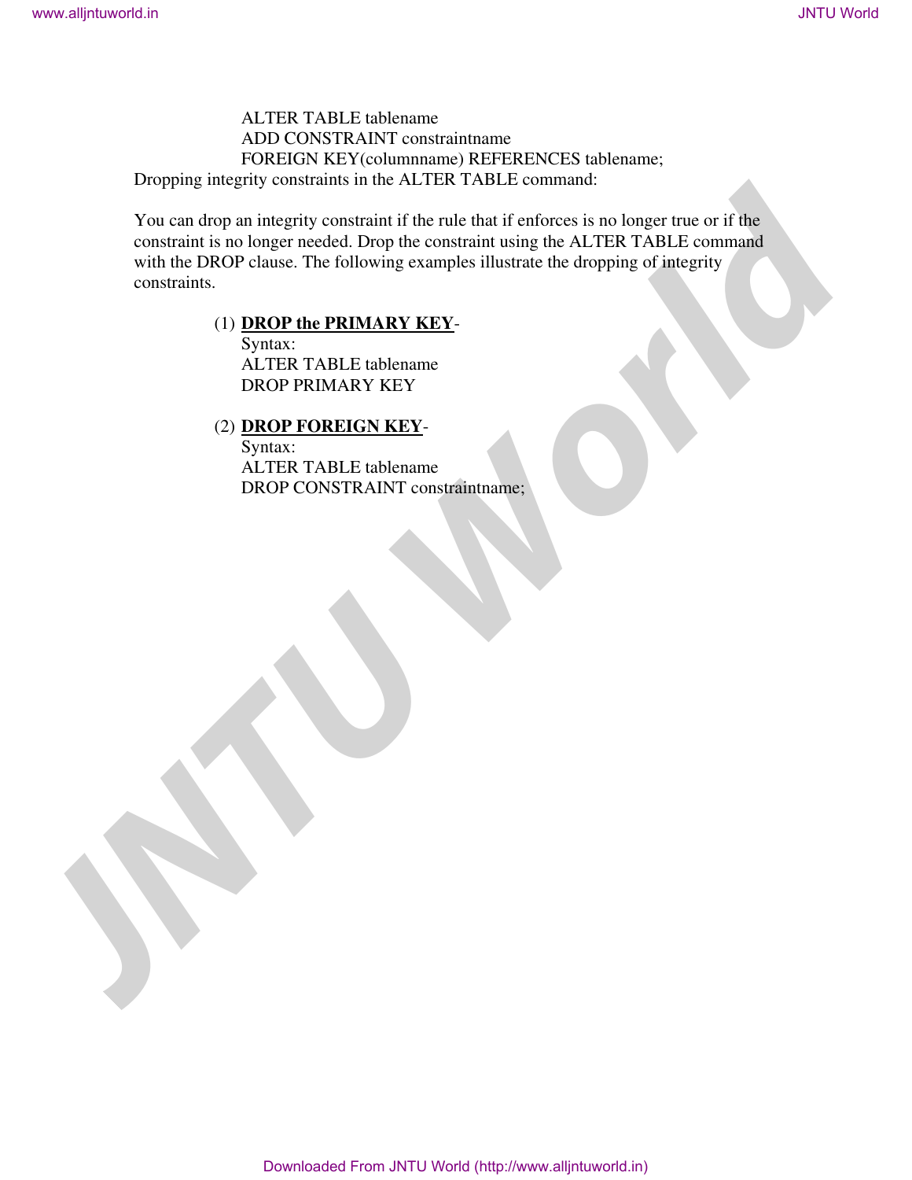ALTER TABLE tablename
ADD CONSTRAINT constraintname
FOREIGN KEY(columnname) REFERENCES tablename;

Dropping integrity constraints in the ALTER TABLE command:

You can drop an integrity constraint if the rule that if enforces is no longer true or if the constraint is no longer needed. Drop the constraint using the ALTER TABLE command with the DROP clause. The following examples illustrate the dropping of integrity constraints.

(1) **DROP the PRIMARY KEY**-
Syntax:
ALTER TABLE tablename
DROP PRIMARY KEY

(2) **DROP FOREIGN KEY**-
Syntax:
ALTER TABLE tablename
DROP CONSTRAINT constraintname;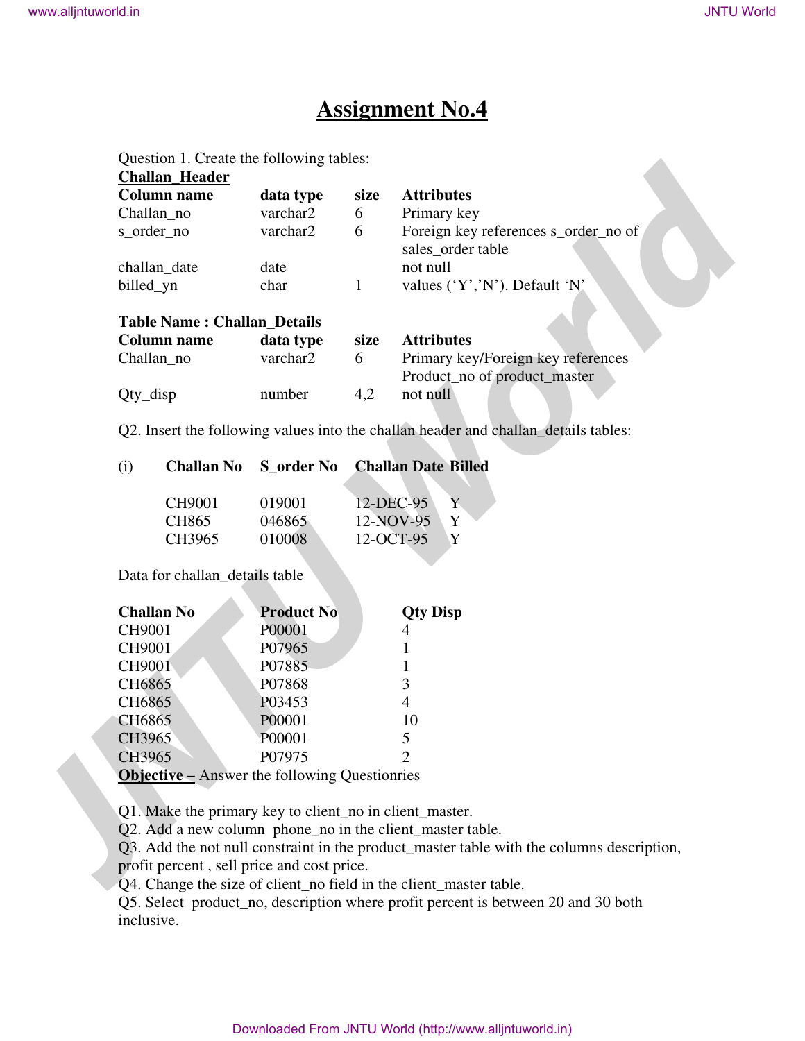# Assignment No.4

Question 1. Create the following tables:

**Challan_Header**

| Column name | data type | size | Attributes |
|---|---|---|---|
| Challan_no | varchar2 | 6 | Primary key |
| s_order_no | varchar2 | 6 | Foreign key references s_order_no of sales_order table |
| challan_date | date | | not null |
| billed_yn | char | 1 | values ('Y','N'). Default 'N' |

**Table Name : Challan_Details**

| Column name | data type | size | Attributes |
|---|---|---|---|
| Challan_no | varchar2 | 6 | Primary key/Foreign key references Product_no of product_master |
| Qty_disp | number | 4,2 | not null |

Q2. Insert the following values into the challan header and challan_details tables:

(i)

| Challan No | S_order No | Challan Date | Billed |
|---|---|---|---|
| CH9001 | 019001 | 12-DEC-95 | Y |
| CH865 | 046865 | 12-NOV-95 | Y |
| CH3965 | 010008 | 12-OCT-95 | Y |

Data for challan_details table

| Challan No | Product No | Qty Disp |
|---|---|---|
| CH9001 | P00001 | 4 |
| CH9001 | P07965 | 1 |
| CH9001 | P07885 | 1 |
| CH6865 | P07868 | 3 |
| CH6865 | P03453 | 4 |
| CH6865 | P00001 | 10 |
| CH3965 | P00001 | 5 |
| CH3965 | P07975 | 2 |

**Objective –** Answer the following Questionries

Q1. Make the primary key to client_no in client_master.
Q2. Add a new column phone_no in the client_master table.
Q3. Add the not null constraint in the product_master table with the columns description, profit percent , sell price and cost price.
Q4. Change the size of client_no field in the client_master table.
Q5. Select product_no, description where profit percent is between 20 and 30 both inclusive.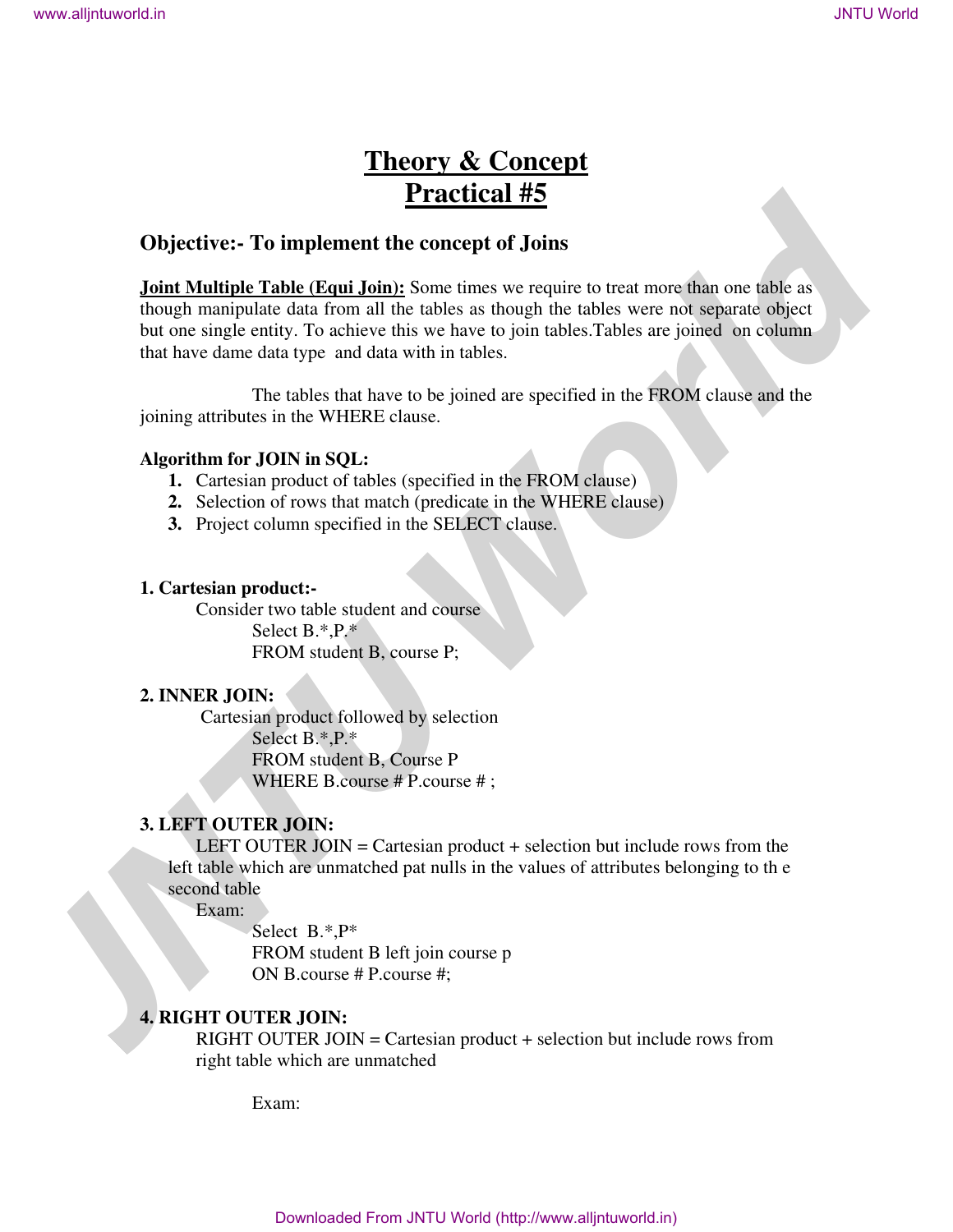# Theory & Concept
# Practical #5

## Objective:- To implement the concept of Joins

**Joint Multiple Table (Equi Join):** Some times we require to treat more than one table as though manipulate data from all the tables as though the tables were not separate object but one single entity. To achieve this we have to join tables.Tables are joined on column that have dame data type and data with in tables.

The tables that have to be joined are specified in the FROM clause and the joining attributes in the WHERE clause.

**Algorithm for JOIN in SQL:**

1. Cartesian product of tables (specified in the FROM clause)
2. Selection of rows that match (predicate in the WHERE clause)
3. Project column specified in the SELECT clause.

**1. Cartesian product:-**

Consider two table student and course

```
Select B.*,P.*
FROM student B, course P;
```

**2. INNER JOIN:**

Cartesian product followed by selection

```
Select B.*,P.*
FROM student B, Course P
WHERE B.course # P.course # ;
```

**3. LEFT OUTER JOIN:**

LEFT OUTER JOIN = Cartesian product + selection but include rows from the left table which are unmatched pat nulls in the values of attributes belonging to th e second table

Exam:

```
Select B.*,P*
FROM student B left join course p
ON B.course # P.course #;
```

**4. RIGHT OUTER JOIN:**

RIGHT OUTER JOIN = Cartesian product + selection but include rows from right table which are unmatched

Exam: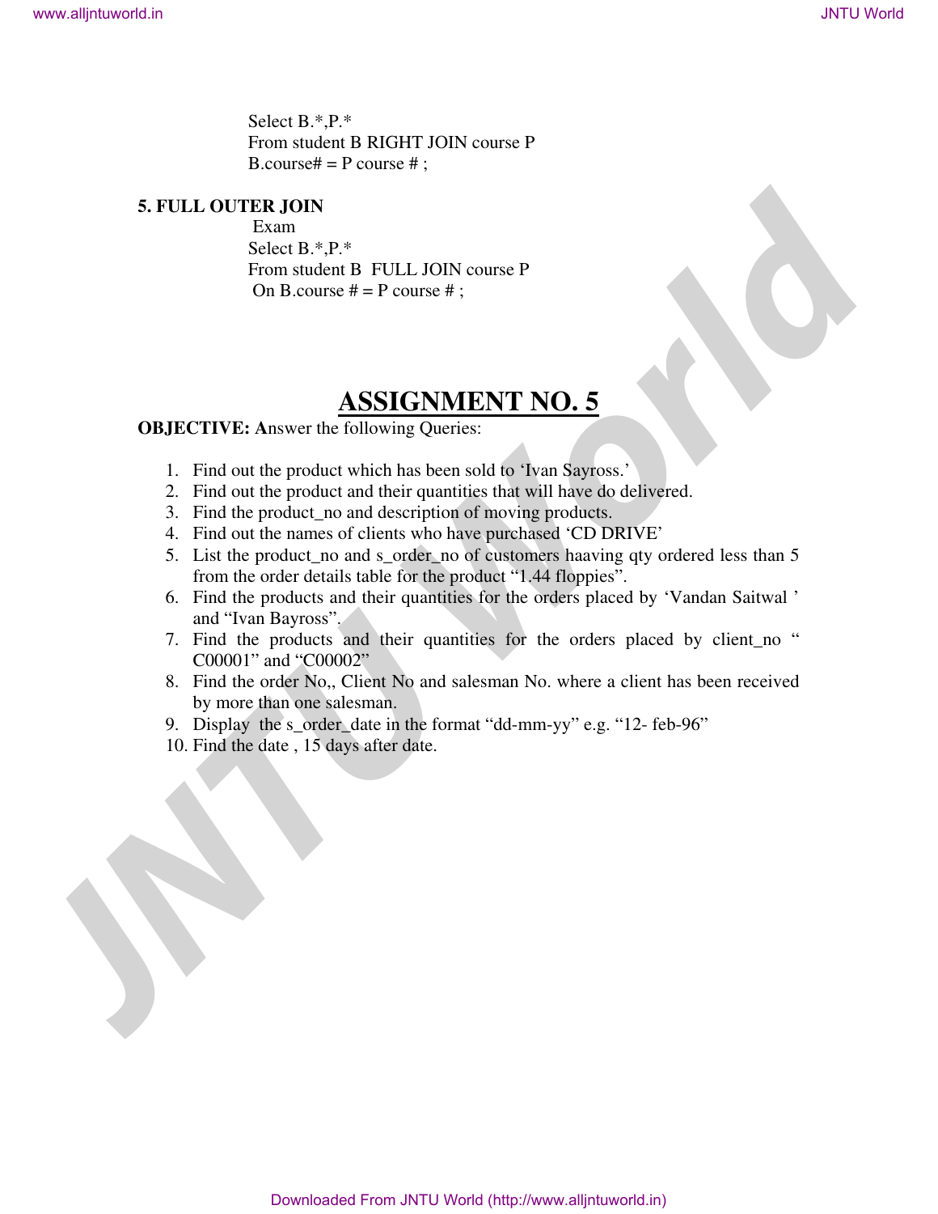```
Select B.*,P.*
From student B RIGHT JOIN course P
B.course# = P course # ;
```

**5. FULL OUTER JOIN**

```
Exam
Select B.*,P.*
From student B  FULL JOIN course P
On B.course # = P course # ;
```

# ASSIGNMENT NO. 5

**OBJECTIVE: A**nswer the following Queries:

1. Find out the product which has been sold to 'Ivan Sayross.'
2. Find out the product and their quantities that will have do delivered.
3. Find the product_no and description of moving products.
4. Find out the names of clients who have purchased 'CD DRIVE'
5. List the product_no and s_order_no of customers haaving qty ordered less than 5 from the order details table for the product "1.44 floppies".
6. Find the products and their quantities for the orders placed by 'Vandan Saitwal ' and "Ivan Bayross".
7. Find the products and their quantities for the orders placed by client_no " C00001" and "C00002"
8. Find the order No,, Client No and salesman No. where a client has been received by more than one salesman.
9. Display the s_order_date in the format "dd-mm-yy" e.g. "12- feb-96"
10. Find the date , 15 days after date.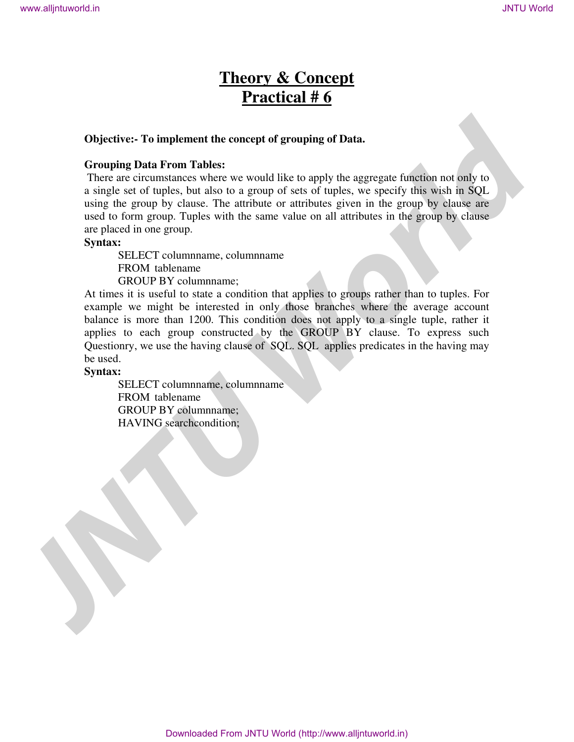# Theory & Concept
# Practical # 6

**Objective:- To implement the concept of grouping of Data.**

**Grouping Data From Tables:**

There are circumstances where we would like to apply the aggregate function not only to a single set of tuples, but also to a group of sets of tuples, we specify this wish in SQL using the group by clause. The attribute or attributes given in the group by clause are used to form group. Tuples with the same value on all attributes in the group by clause are placed in one group.

**Syntax:**

```
SELECT columnname, columnname
FROM  tablename
GROUP BY columnname;
```

At times it is useful to state a condition that applies to groups rather than to tuples. For example we might be interested in only those branches where the average account balance is more than 1200. This condition does not apply to a single tuple, rather it applies to each group constructed by the GROUP BY clause. To express such Questionry, we use the having clause of SQL. SQL applies predicates in the having may be used.

**Syntax:**

```
SELECT columnname, columnname
FROM  tablename
GROUP BY columnname;
HAVING searchcondition;
```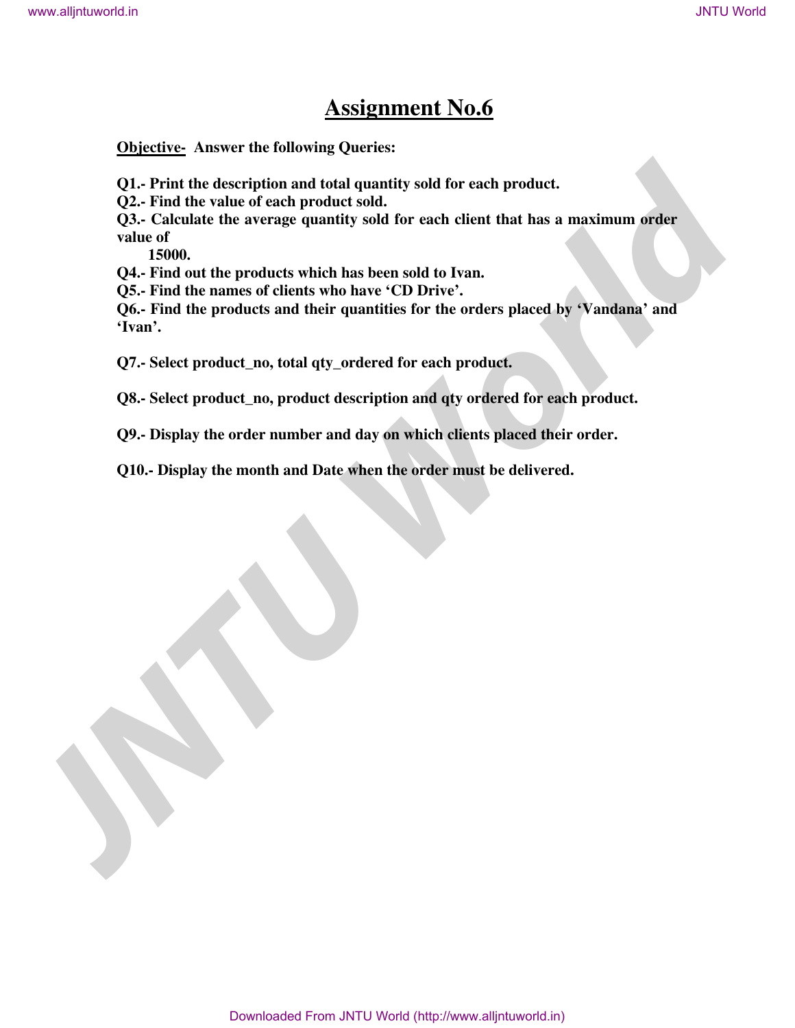# Assignment No.6

**Objective-** **Answer the following Queries:**

**Q1.- Print the description and total quantity sold for each product.**
**Q2.- Find the value of each product sold.**
**Q3.- Calculate the average quantity sold for each client that has a maximum order value of 15000.**
**Q4.- Find out the products which has been sold to Ivan.**
**Q5.- Find the names of clients who have 'CD Drive'.**
**Q6.- Find the products and their quantities for the orders placed by 'Vandana' and 'Ivan'.**

**Q7.- Select product_no, total qty_ordered for each product.**

**Q8.- Select product_no, product description and qty ordered for each product.**

**Q9.- Display the order number and day on which clients placed their order.**

**Q10.- Display the month and Date when the order must be delivered.**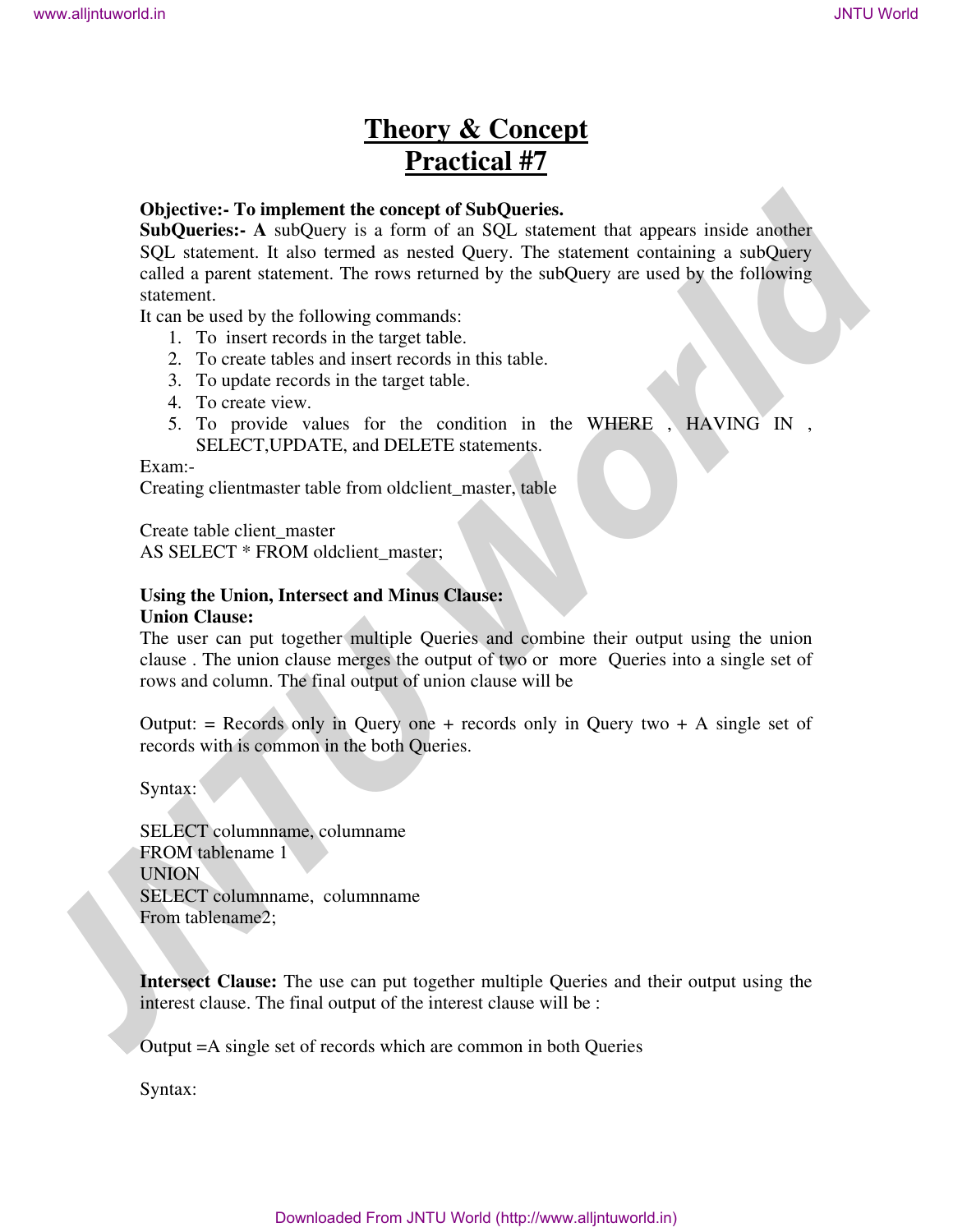# Theory & Concept
# Practical #7

**Objective:- To implement the concept of SubQueries.**

**SubQueries:- A** subQuery is a form of an SQL statement that appears inside another SQL statement. It also termed as nested Query. The statement containing a subQuery called a parent statement. The rows returned by the subQuery are used by the following statement.

It can be used by the following commands:

1. To insert records in the target table.
2. To create tables and insert records in this table.
3. To update records in the target table.
4. To create view.
5. To provide values for the condition in the WHERE , HAVING IN , SELECT,UPDATE, and DELETE statements.

Exam:-

Creating clientmaster table from oldclient_master, table

```
Create table client_master
AS SELECT * FROM oldclient_master;
```

**Using the Union, Intersect and Minus Clause:**

**Union Clause:**

The user can put together multiple Queries and combine their output using the union clause . The union clause merges the output of two or more Queries into a single set of rows and column. The final output of union clause will be

Output: = Records only in Query one + records only in Query two + A single set of records with is common in the both Queries.

Syntax:

```
SELECT columnname, columname
FROM tablename 1
UNION
SELECT columnname, columnname
From tablename2;
```

**Intersect Clause:** The use can put together multiple Queries and their output using the interest clause. The final output of the interest clause will be :

Output =A single set of records which are common in both Queries

Syntax: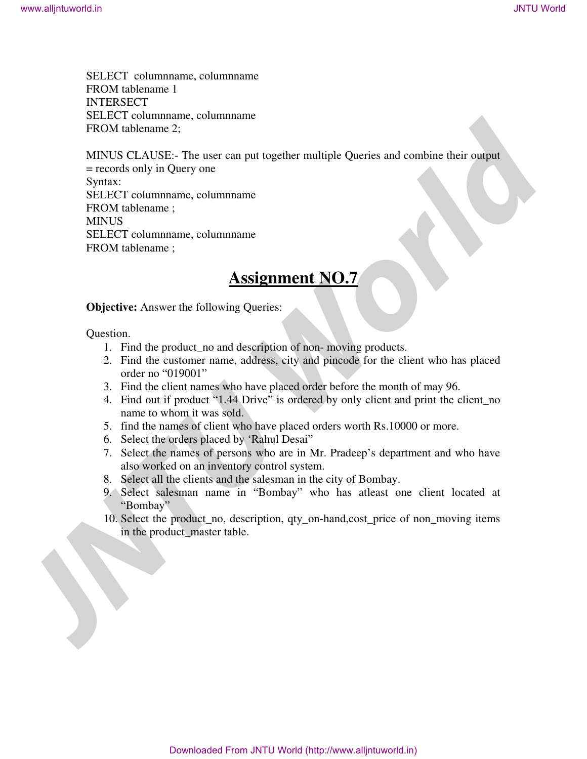```
SELECT  columnname, columnname
FROM tablename 1
INTERSECT
SELECT columnname, columnname
FROM tablename 2;
```

MINUS CLAUSE:- The user can put together multiple Queries and combine their output = records only in Query one

Syntax:

```
SELECT columnname, columnname
FROM tablename ;
MINUS
SELECT columnname, columnname
FROM tablename ;
```

## Assignment NO.7

**Objective:** Answer the following Queries:

Question.

1. Find the product_no and description of non- moving products.
2. Find the customer name, address, city and pincode for the client who has placed order no “019001”
3. Find the client names who have placed order before the month of may 96.
4. Find out if product “1.44 Drive” is ordered by only client and print the client_no name to whom it was sold.
5. find the names of client who have placed orders worth Rs.10000 or more.
6. Select the orders placed by ‘Rahul Desai”
7. Select the names of persons who are in Mr. Pradeep’s department and who have also worked on an inventory control system.
8. Select all the clients and the salesman in the city of Bombay.
9. Select salesman name in “Bombay” who has atleast one client located at “Bombay”
10. Select the product_no, description, qty_on-hand,cost_price of non_moving items in the product_master table.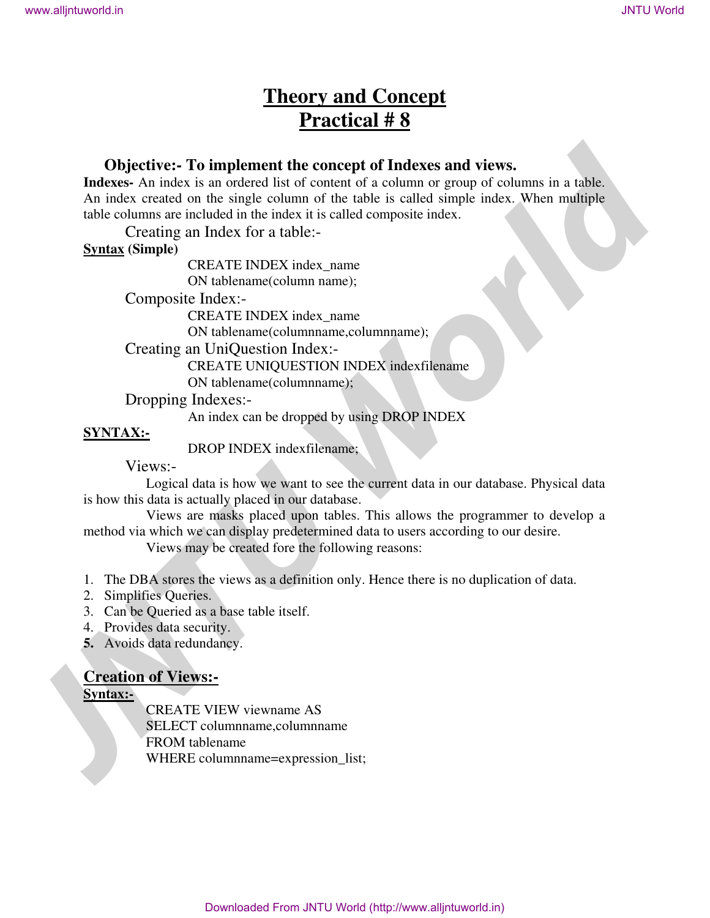# Theory and Concept
# Practical # 8

### Objective:- To implement the concept of Indexes and views.

**Indexes-** An index is an ordered list of content of a column or group of columns in a table. An index created on the single column of the table is called simple index. When multiple table columns are included in the index it is called composite index.

Creating an Index for a table:-

**Syntax (Simple)**

```
CREATE INDEX index_name
ON tablename(column name);
```

Composite Index:-

```
CREATE INDEX index_name
ON tablename(columnname,columnname);
```

Creating an UniQuestion Index:-

```
CREATE UNIQUESTION INDEX indexfilename
ON tablename(columnname);
```

Dropping Indexes:-

An index can be dropped by using DROP INDEX

**SYNTAX:-**

```
DROP INDEX indexfilename;
```

Views:-

Logical data is how we want to see the current data in our database. Physical data is how this data is actually placed in our database.

Views are masks placed upon tables. This allows the programmer to develop a method via which we can display predetermined data to users according to our desire.

Views may be created fore the following reasons:

1. The DBA stores the views as a definition only. Hence there is no duplication of data.
2. Simplifies Queries.
3. Can be Queried as a base table itself.
4. Provides data security.
5. Avoids data redundancy.

## Creation of Views:-

**Syntax:-**

```
CREATE VIEW viewname AS
SELECT columnname,columnname
FROM tablename
WHERE columnname=expression_list;
```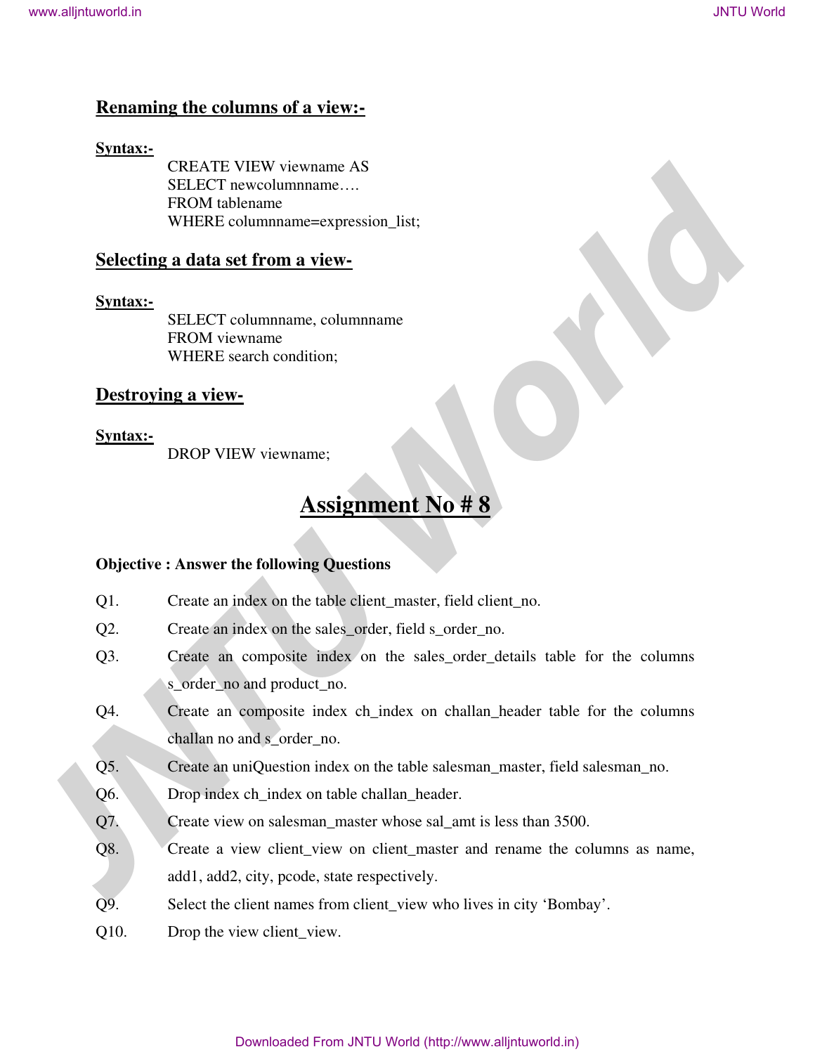### Renaming the columns of a view:-

**Syntax:-**

```
CREATE VIEW viewname AS
SELECT newcolumnname….
FROM tablename
WHERE columnname=expression_list;
```

### Selecting a data set from a view-

**Syntax:-**

```
SELECT columnname, columnname
FROM viewname
WHERE search condition;
```

### Destroying a view-

**Syntax:-**

```
DROP VIEW viewname;
```

# Assignment No # 8

**Objective : Answer the following Questions**

Q1. Create an index on the table client_master, field client_no.

Q2. Create an index on the sales_order, field s_order_no.

Q3. Create an composite index on the sales_order_details table for the columns s_order_no and product_no.

Q4. Create an composite index ch_index on challan_header table for the columns challan no and s_order_no.

Q5. Create an uniQuestion index on the table salesman_master, field salesman_no.

Q6. Drop index ch_index on table challan_header.

Q7. Create view on salesman_master whose sal_amt is less than 3500.

Q8. Create a view client_view on client_master and rename the columns as name, add1, add2, city, pcode, state respectively.

Q9. Select the client names from client_view who lives in city 'Bombay'.

Q10. Drop the view client_view.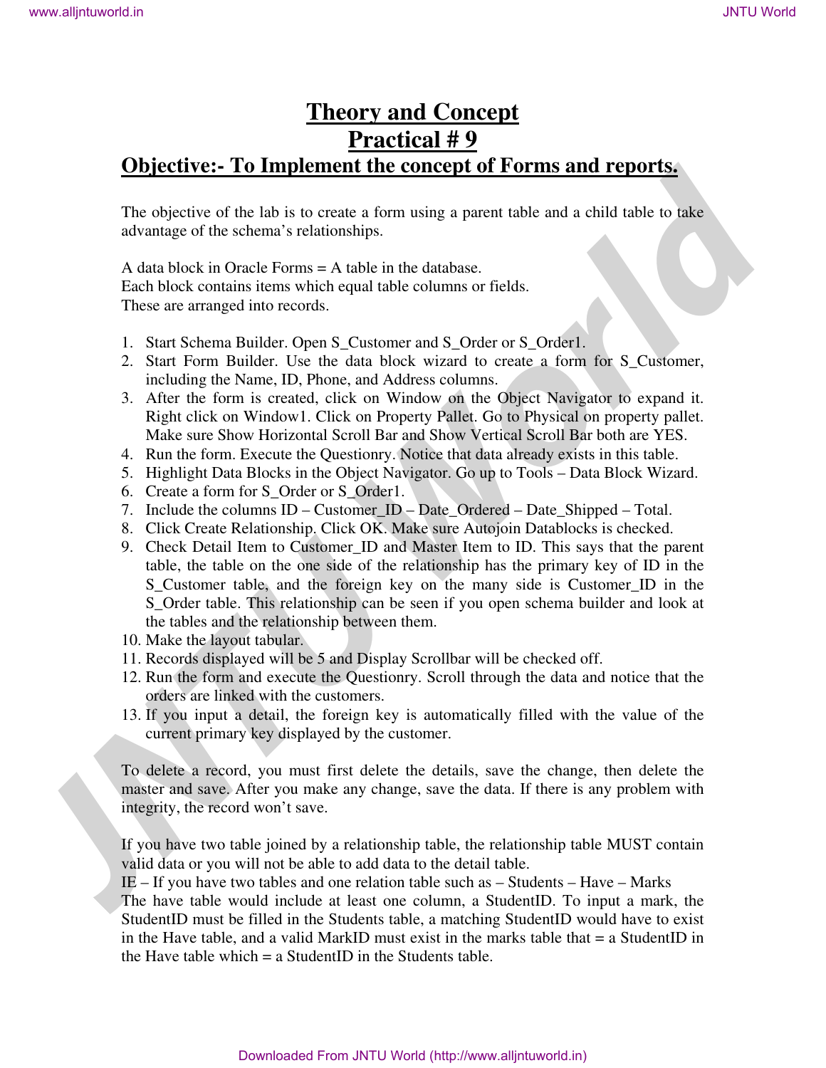# Theory and Concept

# Practical # 9

## Objective:- To Implement the concept of Forms and reports.

The objective of the lab is to create a form using a parent table and a child table to take advantage of the schema's relationships.

A data block in Oracle Forms = A table in the database.
Each block contains items which equal table columns or fields.
These are arranged into records.

1. Start Schema Builder. Open S_Customer and S_Order or S_Order1.
2. Start Form Builder. Use the data block wizard to create a form for S_Customer, including the Name, ID, Phone, and Address columns.
3. After the form is created, click on Window on the Object Navigator to expand it. Right click on Window1. Click on Property Pallet. Go to Physical on property pallet. Make sure Show Horizontal Scroll Bar and Show Vertical Scroll Bar both are YES.
4. Run the form. Execute the Questionry. Notice that data already exists in this table.
5. Highlight Data Blocks in the Object Navigator. Go up to Tools – Data Block Wizard.
6. Create a form for S_Order or S_Order1.
7. Include the columns ID – Customer_ID – Date_Ordered – Date_Shipped – Total.
8. Click Create Relationship. Click OK. Make sure Autojoin Datablocks is checked.
9. Check Detail Item to Customer_ID and Master Item to ID. This says that the parent table, the table on the one side of the relationship has the primary key of ID in the S_Customer table, and the foreign key on the many side is Customer_ID in the S_Order table. This relationship can be seen if you open schema builder and look at the tables and the relationship between them.
10. Make the layout tabular.
11. Records displayed will be 5 and Display Scrollbar will be checked off.
12. Run the form and execute the Questionry. Scroll through the data and notice that the orders are linked with the customers.
13. If you input a detail, the foreign key is automatically filled with the value of the current primary key displayed by the customer.

To delete a record, you must first delete the details, save the change, then delete the master and save. After you make any change, save the data. If there is any problem with integrity, the record won't save.

If you have two table joined by a relationship table, the relationship table MUST contain valid data or you will not be able to add data to the detail table.
IE – If you have two tables and one relation table such as – Students – Have – Marks
The have table would include at least one column, a StudentID. To input a mark, the StudentID must be filled in the Students table, a matching StudentID would have to exist in the Have table, and a valid MarkID must exist in the marks table that = a StudentID in the Have table which = a StudentID in the Students table.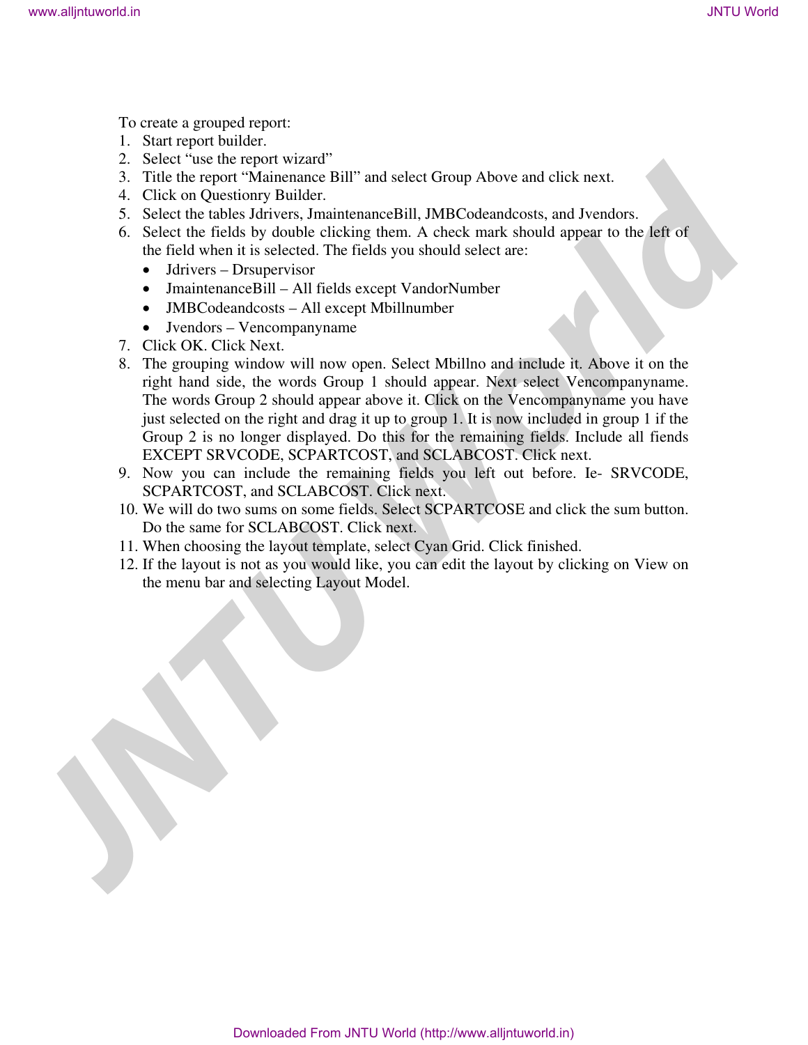To create a grouped report:

1. Start report builder.
2. Select "use the report wizard"
3. Title the report "Mainenance Bill" and select Group Above and click next.
4. Click on Questionry Builder.
5. Select the tables Jdrivers, JmaintenanceBill, JMBCodeandcosts, and Jvendors.
6. Select the fields by double clicking them. A check mark should appear to the left of the field when it is selected. The fields you should select are:
   - Jdrivers – Drsupervisor
   - JmaintenanceBill – All fields except VandorNumber
   - JMBCodeandcosts – All except Mbillnumber
   - Jvendors – Vencompanyname
7. Click OK. Click Next.
8. The grouping window will now open. Select Mbillno and include it. Above it on the right hand side, the words Group 1 should appear. Next select Vencompanyname. The words Group 2 should appear above it. Click on the Vencompanyname you have just selected on the right and drag it up to group 1. It is now included in group 1 if the Group 2 is no longer displayed. Do this for the remaining fields. Include all fiends EXCEPT SRVCODE, SCPARTCOST, and SCLABCOST. Click next.
9. Now you can include the remaining fields you left out before. Ie- SRVCODE, SCPARTCOST, and SCLABCOST. Click next.
10. We will do two sums on some fields. Select SCPARTCOSE and click the sum button. Do the same for SCLABCOST. Click next.
11. When choosing the layout template, select Cyan Grid. Click finished.
12. If the layout is not as you would like, you can edit the layout by clicking on View on the menu bar and selecting Layout Model.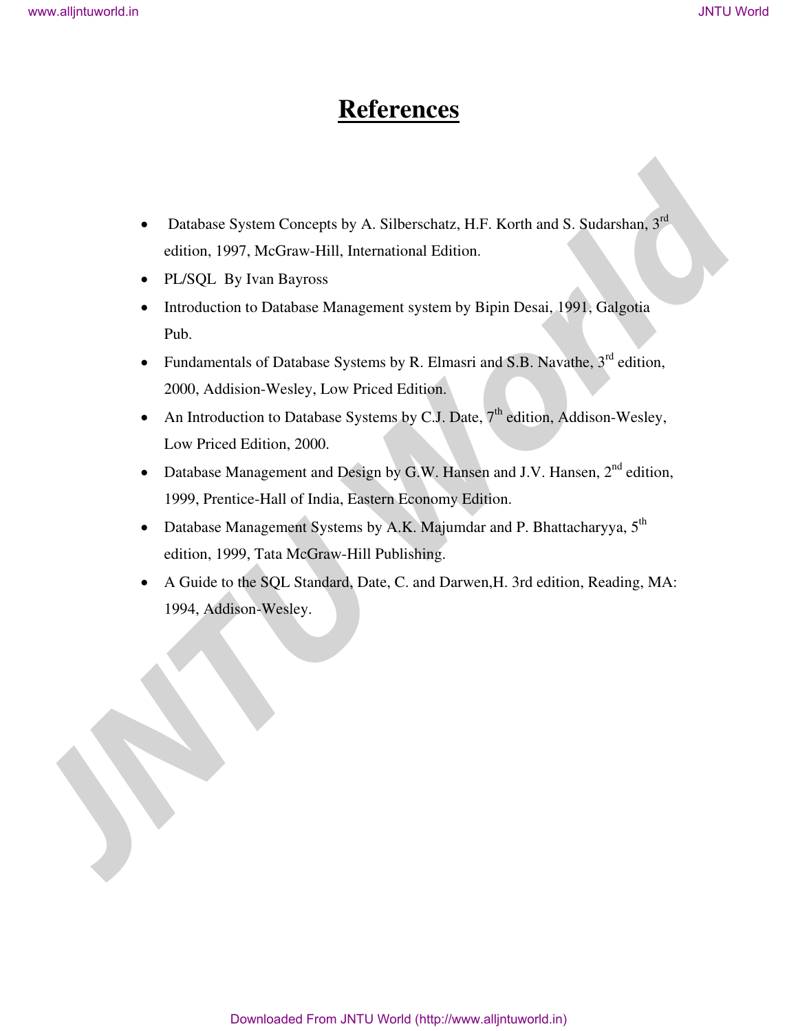# References

- Database System Concepts by A. Silberschatz, H.F. Korth and S. Sudarshan, 3rd edition, 1997, McGraw-Hill, International Edition.
- PL/SQL By Ivan Bayross
- Introduction to Database Management system by Bipin Desai, 1991, Galgotia Pub.
- Fundamentals of Database Systems by R. Elmasri and S.B. Navathe, 3rd edition, 2000, Addision-Wesley, Low Priced Edition.
- An Introduction to Database Systems by C.J. Date, 7th edition, Addison-Wesley, Low Priced Edition, 2000.
- Database Management and Design by G.W. Hansen and J.V. Hansen, 2nd edition, 1999, Prentice-Hall of India, Eastern Economy Edition.
- Database Management Systems by A.K. Majumdar and P. Bhattacharyya, 5th edition, 1999, Tata McGraw-Hill Publishing.
- A Guide to the SQL Standard, Date, C. and Darwen,H. 3rd edition, Reading, MA: 1994, Addison-Wesley.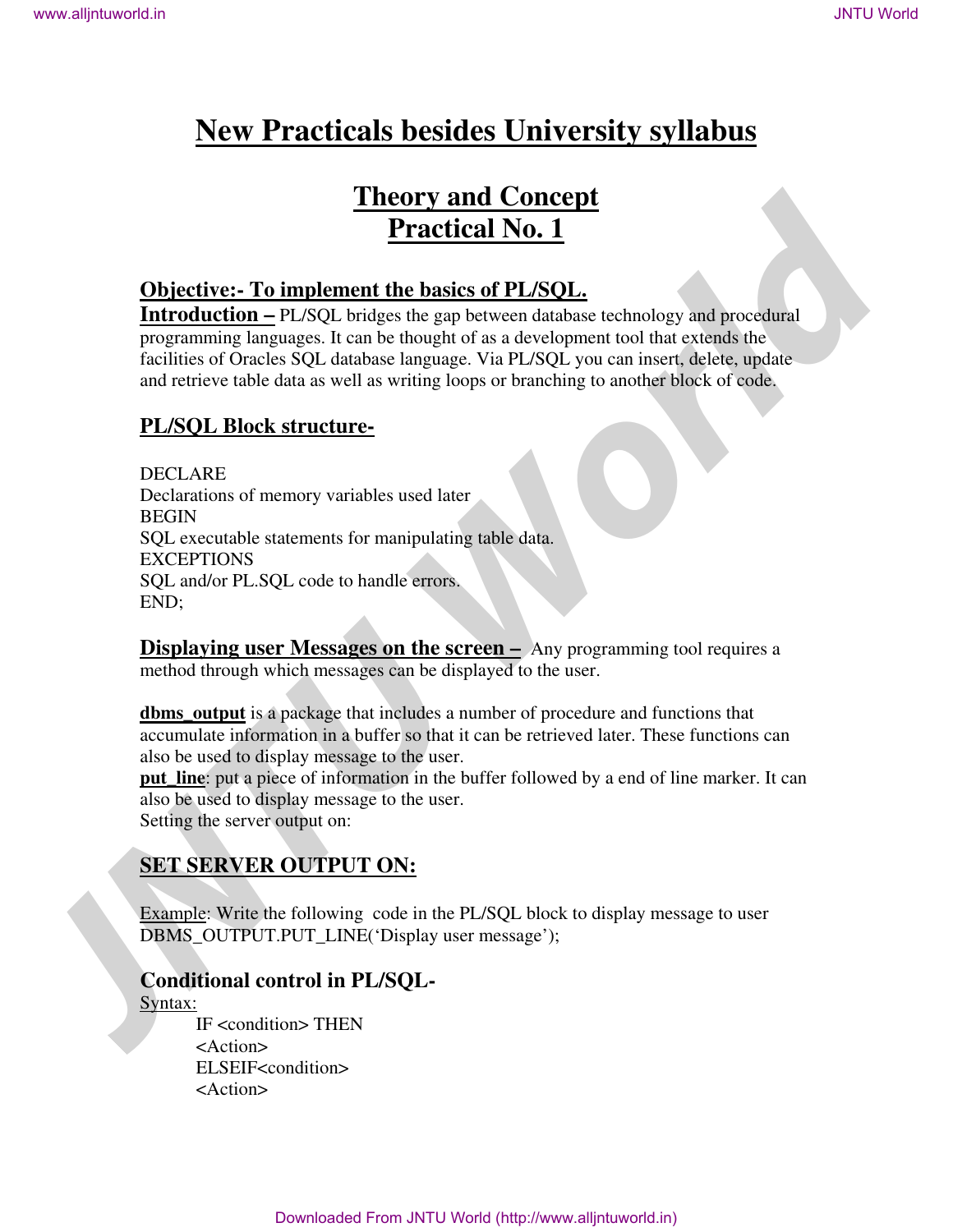# New Practicals besides University syllabus

## Theory and Concept
## Practical No. 1

**Objective:- To implement the basics of PL/SQL.**

**Introduction –** PL/SQL bridges the gap between database technology and procedural programming languages. It can be thought of as a development tool that extends the facilities of Oracles SQL database language. Via PL/SQL you can insert, delete, update and retrieve table data as well as writing loops or branching to another block of code.

**PL/SQL Block structure-**

```
DECLARE
Declarations of memory variables used later
BEGIN
SQL executable statements for manipulating table data.
EXCEPTIONS
SQL and/or PL.SQL code to handle errors.
END;
```

**Displaying user Messages on the screen –** Any programming tool requires a method through which messages can be displayed to the user.

**dbms_output** is a package that includes a number of procedure and functions that accumulate information in a buffer so that it can be retrieved later. These functions can also be used to display message to the user.

**put_line**: put a piece of information in the buffer followed by a end of line marker. It can also be used to display message to the user.

Setting the server output on:

**SET SERVER OUTPUT ON:**

Example: Write the following code in the PL/SQL block to display message to user
DBMS_OUTPUT.PUT_LINE('Display user message');

**Conditional control in PL/SQL-**

Syntax:

```
IF <condition> THEN
<Action>
ELSEIF<condition>
<Action>
```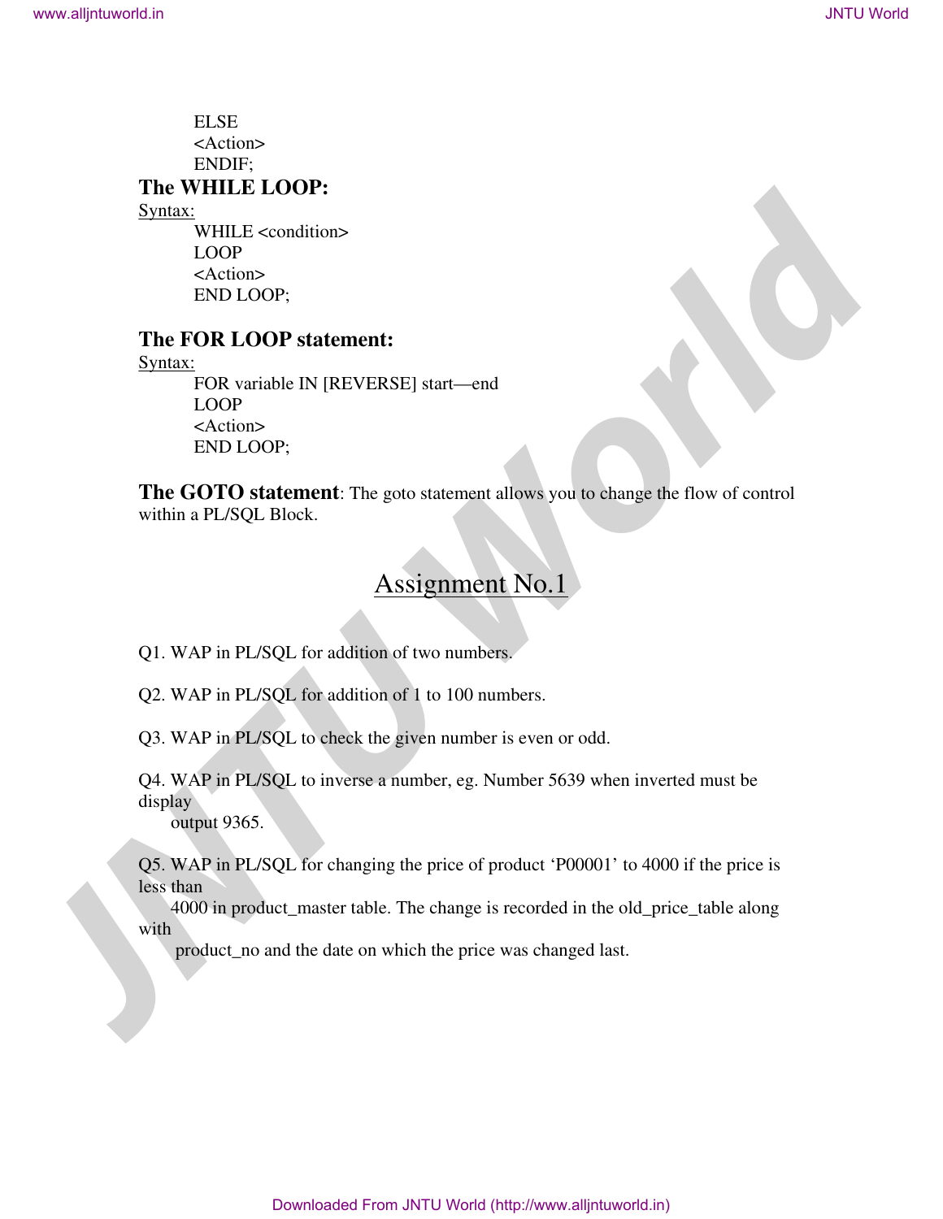```
ELSE
<Action>
ENDIF;
```

### The WHILE LOOP:

Syntax:

```
WHILE <condition>
LOOP
<Action>
END LOOP;
```

### The FOR LOOP statement:

Syntax:

```
FOR variable IN [REVERSE] start—end
LOOP
<Action>
END LOOP;
```

**The GOTO statement**: The goto statement allows you to change the flow of control within a PL/SQL Block.

## Assignment No.1

Q1. WAP in PL/SQL for addition of two numbers.

Q2. WAP in PL/SQL for addition of 1 to 100 numbers.

Q3. WAP in PL/SQL to check the given number is even or odd.

Q4. WAP in PL/SQL to inverse a number, eg. Number 5639 when inverted must be display output 9365.

Q5. WAP in PL/SQL for changing the price of product 'P00001' to 4000 if the price is less than 4000 in product_master table. The change is recorded in the old_price_table along with product_no and the date on which the price was changed last.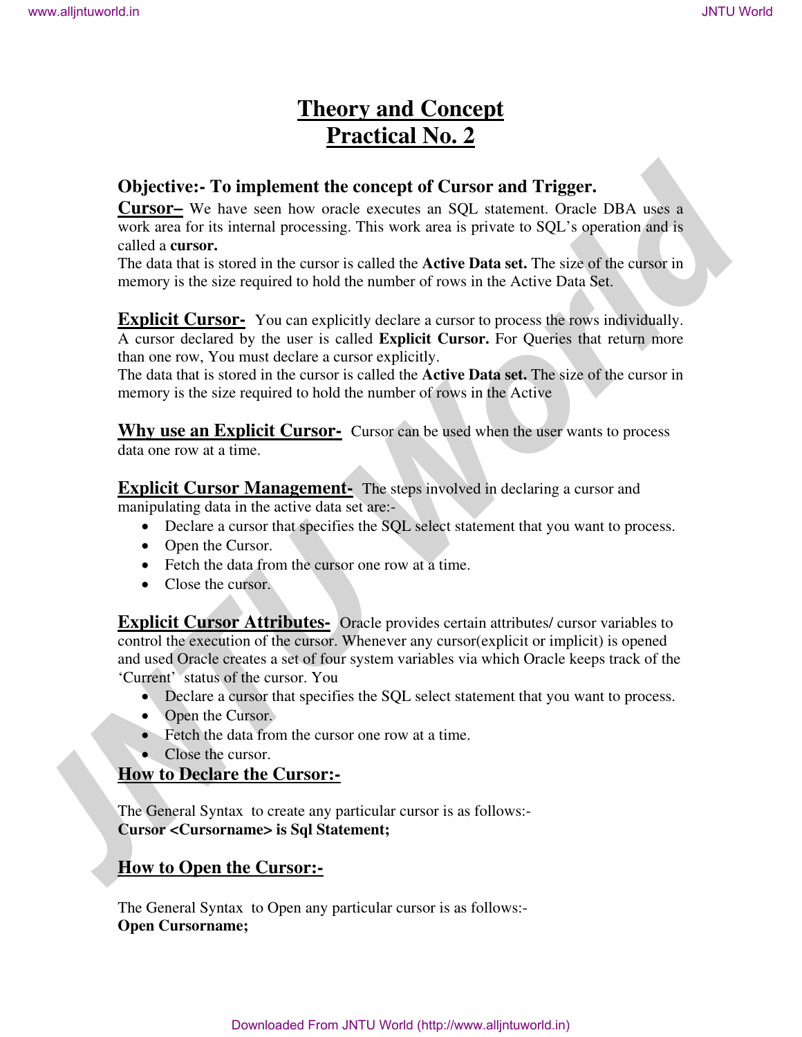# Theory and Concept
# Practical No. 2

**Objective:- To implement the concept of Cursor and Trigger.**

**Cursor–** We have seen how oracle executes an SQL statement. Oracle DBA uses a work area for its internal processing. This work area is private to SQL's operation and is called a **cursor.**

The data that is stored in the cursor is called the **Active Data set.** The size of the cursor in memory is the size required to hold the number of rows in the Active Data Set.

**Explicit Cursor-** You can explicitly declare a cursor to process the rows individually. A cursor declared by the user is called **Explicit Cursor.** For Queries that return more than one row, You must declare a cursor explicitly.

The data that is stored in the cursor is called the **Active Data set.** The size of the cursor in memory is the size required to hold the number of rows in the Active

**Why use an Explicit Cursor-** Cursor can be used when the user wants to process data one row at a time.

**Explicit Cursor Management-** The steps involved in declaring a cursor and manipulating data in the active data set are:-

- Declare a cursor that specifies the SQL select statement that you want to process.
- Open the Cursor.
- Fetch the data from the cursor one row at a time.
- Close the cursor.

**Explicit Cursor Attributes-** Oracle provides certain attributes/ cursor variables to control the execution of the cursor. Whenever any cursor(explicit or implicit) is opened and used Oracle creates a set of four system variables via which Oracle keeps track of the 'Current' status of the cursor. You

- Declare a cursor that specifies the SQL select statement that you want to process.
- Open the Cursor.
- Fetch the data from the cursor one row at a time.
- Close the cursor.

**How to Declare the Cursor:-**

The General Syntax to create any particular cursor is as follows:-
**Cursor <Cursorname> is Sql Statement;**

**How to Open the Cursor:-**

The General Syntax to Open any particular cursor is as follows:-
**Open Cursorname;**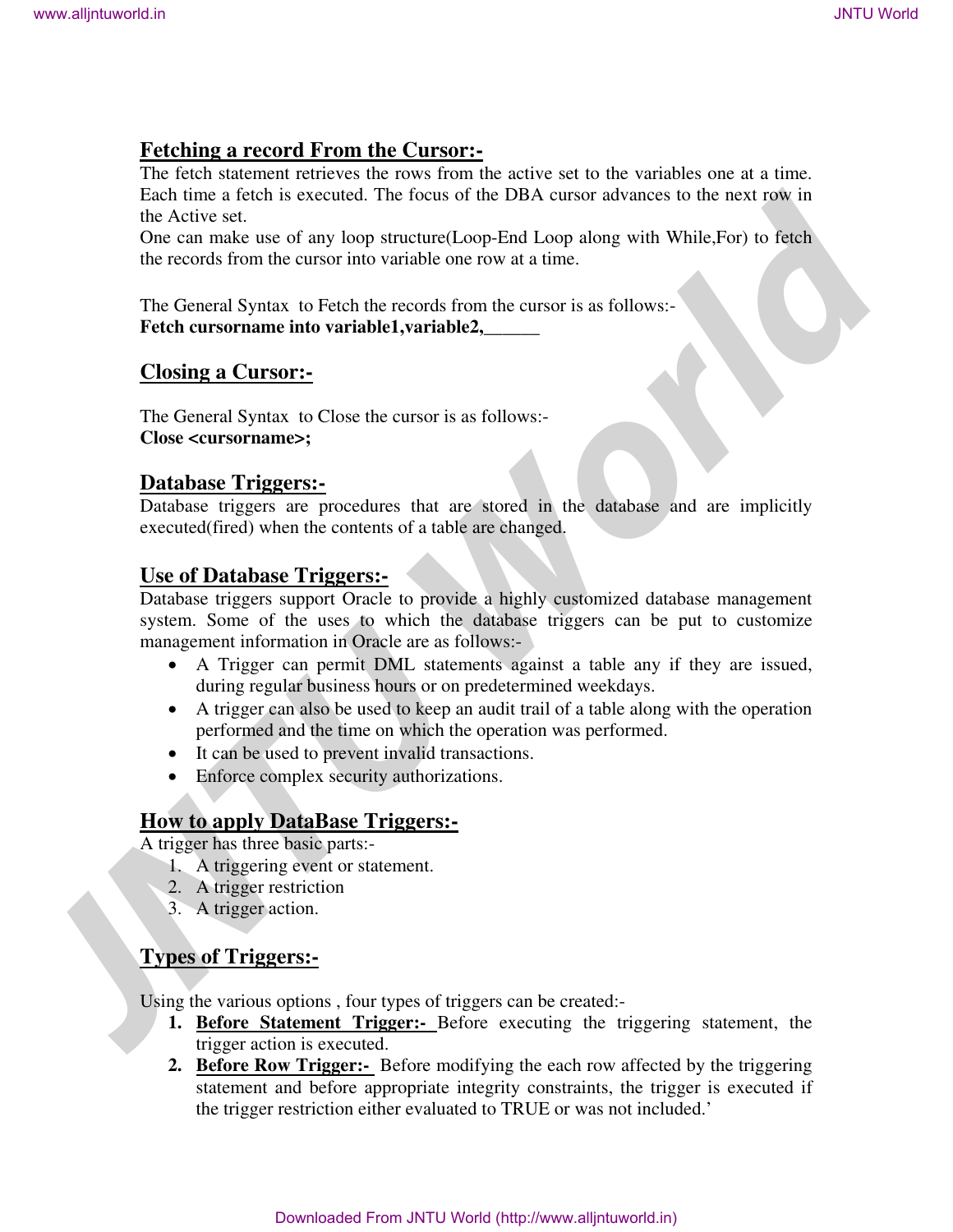## Fetching a record From the Cursor:-

The fetch statement retrieves the rows from the active set to the variables one at a time. Each time a fetch is executed. The focus of the DBA cursor advances to the next row in the Active set.

One can make use of any loop structure(Loop-End Loop along with While,For) to fetch the records from the cursor into variable one row at a time.

The General Syntax to Fetch the records from the cursor is as follows:-

**Fetch cursorname into variable1,variable2,______**

## Closing a Cursor:-

The General Syntax to Close the cursor is as follows:-

**Close <cursorname>;**

## Database Triggers:-

Database triggers are procedures that are stored in the database and are implicitly executed(fired) when the contents of a table are changed.

## Use of Database Triggers:-

Database triggers support Oracle to provide a highly customized database management system. Some of the uses to which the database triggers can be put to customize management information in Oracle are as follows:-

- A Trigger can permit DML statements against a table any if they are issued, during regular business hours or on predetermined weekdays.
- A trigger can also be used to keep an audit trail of a table along with the operation performed and the time on which the operation was performed.
- It can be used to prevent invalid transactions.
- Enforce complex security authorizations.

## How to apply DataBase Triggers:-

A trigger has three basic parts:-

1. A triggering event or statement.
2. A trigger restriction
3. A trigger action.

## Types of Triggers:-

Using the various options , four types of triggers can be created:-

1. **Before Statement Trigger:-** Before executing the triggering statement, the trigger action is executed.
2. **Before Row Trigger:-** Before modifying the each row affected by the triggering statement and before appropriate integrity constraints, the trigger is executed if the trigger restriction either evaluated to TRUE or was not included.'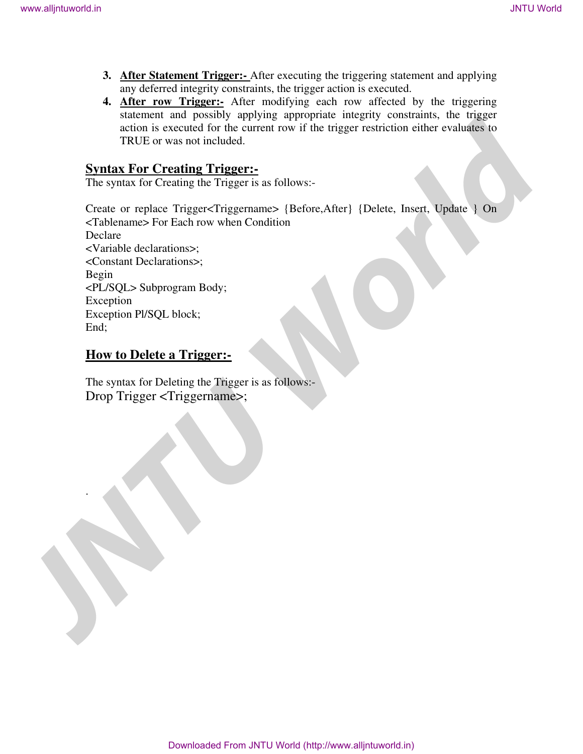3. **After Statement Trigger:-** After executing the triggering statement and applying any deferred integrity constraints, the trigger action is executed.
4. **After row Trigger:-** After modifying each row affected by the triggering statement and possibly applying appropriate integrity constraints, the trigger action is executed for the current row if the trigger restriction either evaluates to TRUE or was not included.

## Syntax For Creating Trigger:-

The syntax for Creating the Trigger is as follows:-

```
Create or replace Trigger<Triggername> {Before,After} {Delete, Insert, Update } On
<Tablename> For Each row when Condition
Declare
<Variable declarations>;
<Constant Declarations>;
Begin
<PL/SQL> Subprogram Body;
Exception
Exception Pl/SQL block;
End;
```

## How to Delete a Trigger:-

The syntax for Deleting the Trigger is as follows:-

```
Drop Trigger <Triggername>;
```

.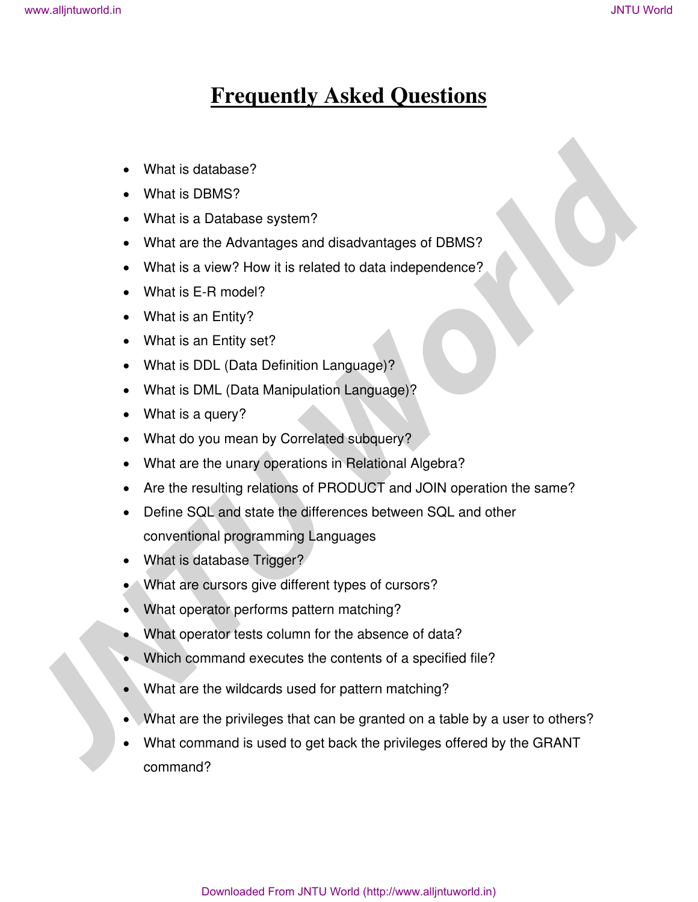# Frequently Asked Questions

- What is database?
- What is DBMS?
- What is a Database system?
- What are the Advantages and disadvantages of DBMS?
- What is a view? How it is related to data independence?
- What is E-R model?
- What is an Entity?
- What is an Entity set?
- What is DDL (Data Definition Language)?
- What is DML (Data Manipulation Language)?
- What is a query?
- What do you mean by Correlated subquery?
- What are the unary operations in Relational Algebra?
- Are the resulting relations of PRODUCT and JOIN operation the same?
- Define SQL and state the differences between SQL and other conventional programming Languages
- What is database Trigger?
- What are cursors give different types of cursors?
- What operator performs pattern matching?
- What operator tests column for the absence of data?
- Which command executes the contents of a specified file?
- What are the wildcards used for pattern matching?
- What are the privileges that can be granted on a table by a user to others?
- What command is used to get back the privileges offered by the GRANT command?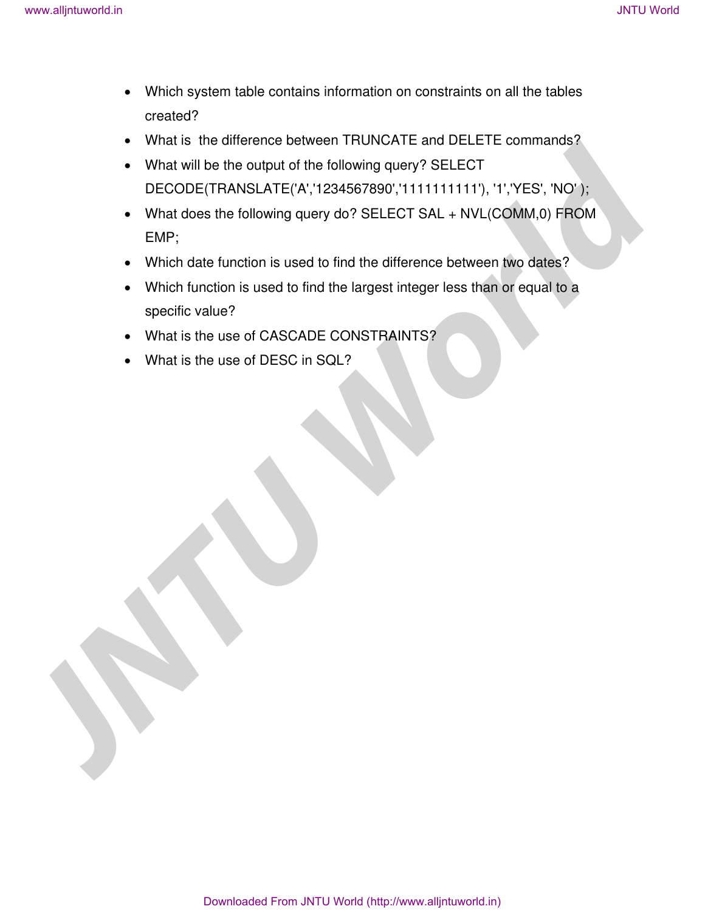- Which system table contains information on constraints on all the tables created?
- What is the difference between TRUNCATE and DELETE commands?
- What will be the output of the following query? SELECT DECODE(TRANSLATE('A','1234567890','1111111111'), '1','YES', 'NO' );
- What does the following query do? SELECT SAL + NVL(COMM,0) FROM EMP;
- Which date function is used to find the difference between two dates?
- Which function is used to find the largest integer less than or equal to a specific value?
- What is the use of CASCADE CONSTRAINTS?
- What is the use of DESC in SQL?